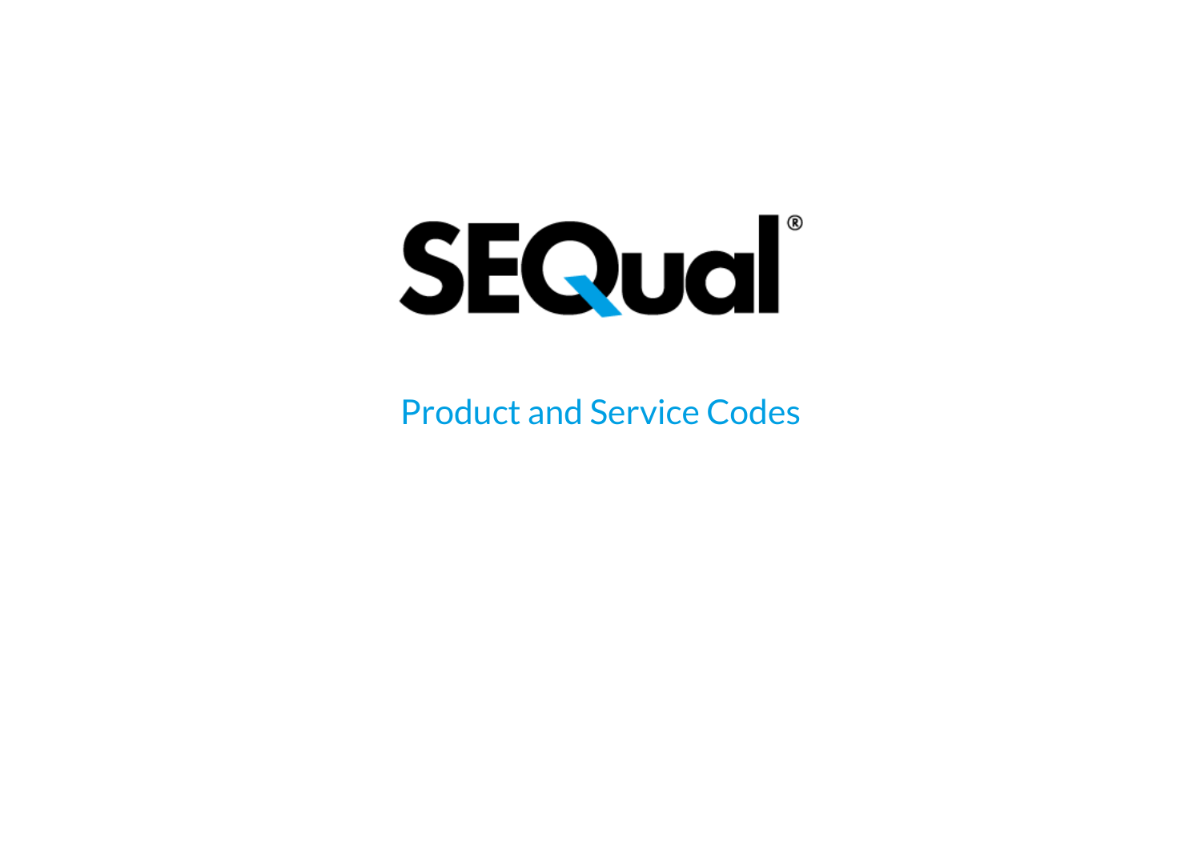# SEQual®

## Product and Service Codes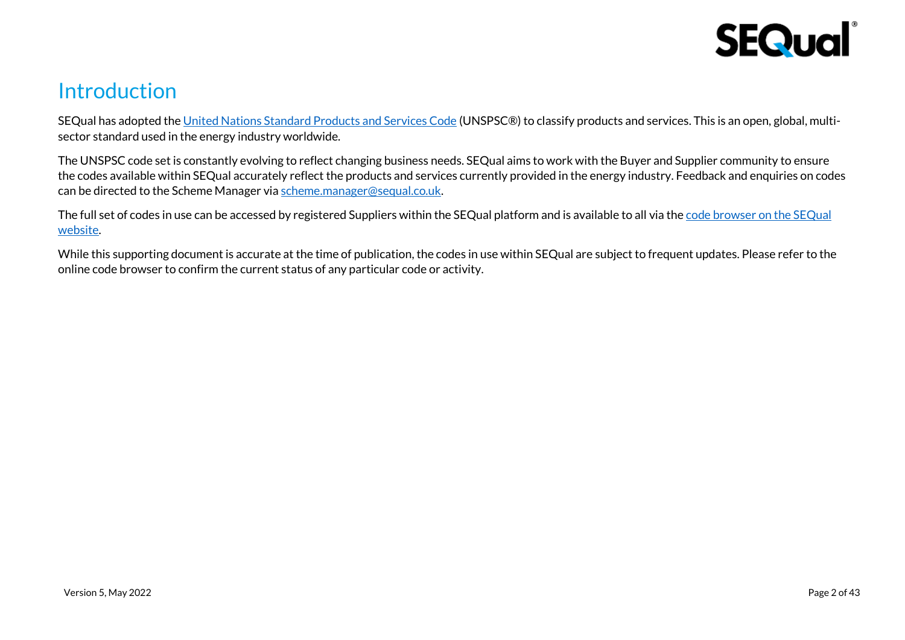# Introduction

SEQual has adopted the [United Nations Standard Products and Services Code] (UNSPSC®) to classify products and services. This is an open, global, multi-sector standard used in the energy industry worldwide.

The UNSPSC code set is constantly evolving to reflect changing business needs. SEQual aims to work with the Buyer and Supplier community to ensure the codes available within SEQual accurately reflect the products and services currently provided in the energy industry. Feedback and enquiries on codes can be directed to the Scheme Manager via scheme.manager@sequal.co.uk.

The full set of codes in use can be accessed by registered Suppliers within the SEQual platform and is available to all via the [code browser on the SEQual website].

While this supporting document is accurate at the time of publication, the codes in use within SEQual are subject to frequent updates. Please refer to the online code browser to confirm the current status of any particular code or activity.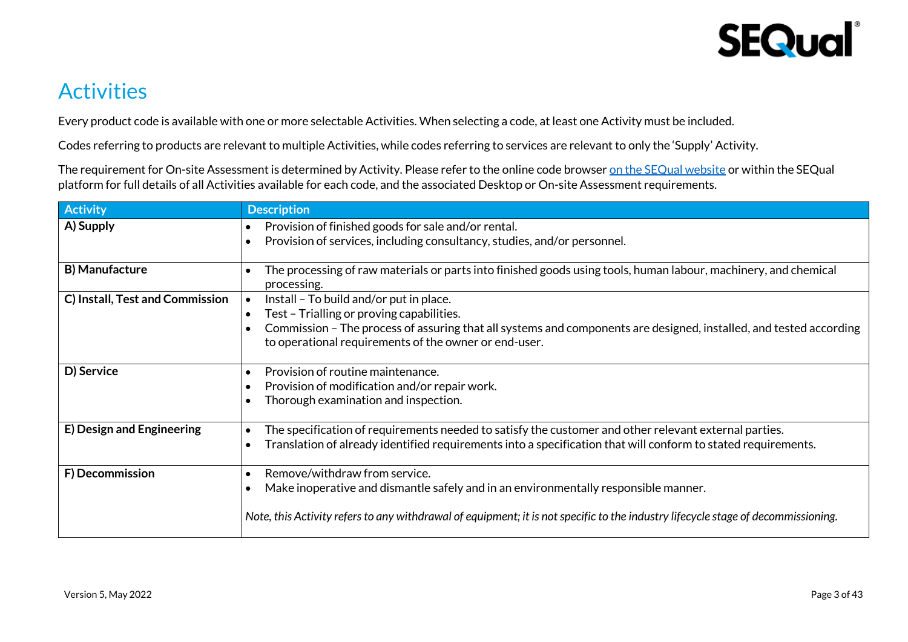# Activities

Every product code is available with one or more selectable Activities. When selecting a code, at least one Activity must be included.

Codes referring to products are relevant to multiple Activities, while codes referring to services are relevant to only the 'Supply' Activity.

The requirement for On-site Assessment is determined by Activity. Please refer to the online code browser on the SEQual website or within the SEQual platform for full details of all Activities available for each code, and the associated Desktop or On-site Assessment requirements.

| Activity | Description |
| --- | --- |
| **A) Supply** | • Provision of finished goods for sale and/or rental.<br>• Provision of services, including consultancy, studies, and/or personnel. |
| **B) Manufacture** | • The processing of raw materials or parts into finished goods using tools, human labour, machinery, and chemical processing. |
| **C) Install, Test and Commission** | • Install – To build and/or put in place.<br>• Test – Trialling or proving capabilities.<br>• Commission – The process of assuring that all systems and components are designed, installed, and tested according to operational requirements of the owner or end-user. |
| **D) Service** | • Provision of routine maintenance.<br>• Provision of modification and/or repair work.<br>• Thorough examination and inspection. |
| **E) Design and Engineering** | • The specification of requirements needed to satisfy the customer and other relevant external parties.<br>• Translation of already identified requirements into a specification that will conform to stated requirements. |
| **F) Decommission** | • Remove/withdraw from service.<br>• Make inoperative and dismantle safely and in an environmentally responsible manner.<br><br>*Note, this Activity refers to any withdrawal of equipment; it is not specific to the industry lifecycle stage of decommissioning.* |

Version 5, May 2022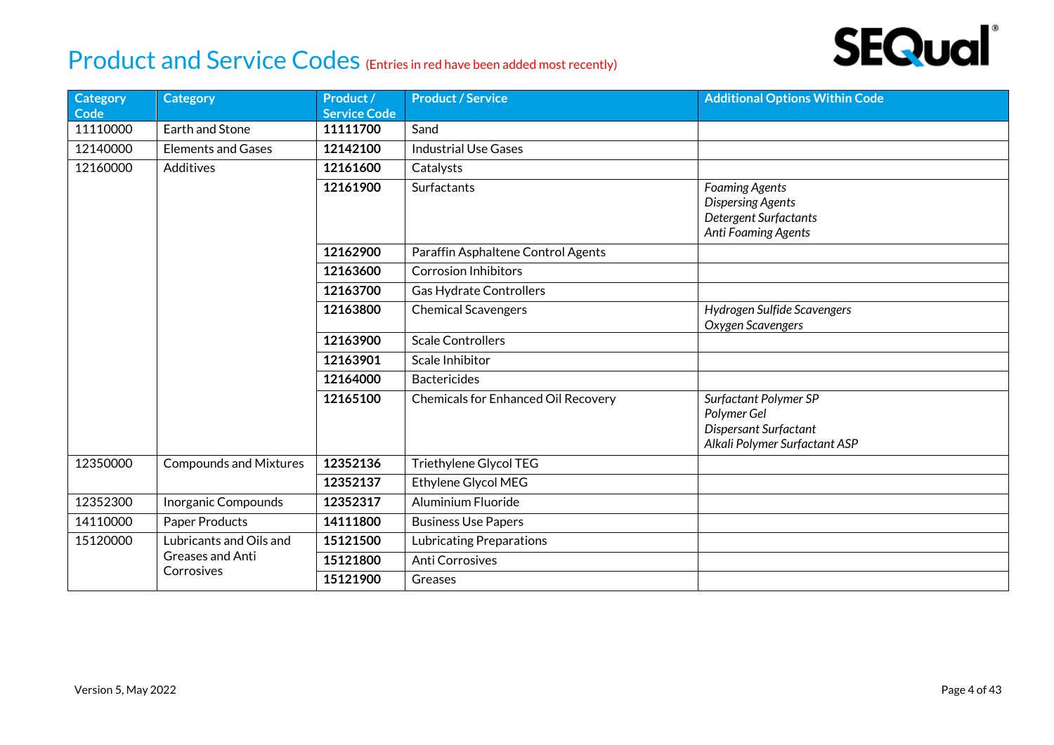# Product and Service Codes (Entries in red have been added most recently)

| Category Code | Category | Product / Service Code | Product / Service | Additional Options Within Code |
|---|---|---|---|---|
| 11110000 | Earth and Stone | **11111700** | Sand | |
| 12140000 | Elements and Gases | **12142100** | Industrial Use Gases | |
| 12160000 | Additives | **12161600** | Catalysts | |
| | | **12161900** | Surfactants | *Foaming Agents*<br>*Dispersing Agents*<br>*Detergent Surfactants*<br>*Anti Foaming Agents* |
| | | **12162900** | Paraffin Asphaltene Control Agents | |
| | | **12163600** | Corrosion Inhibitors | |
| | | **12163700** | Gas Hydrate Controllers | |
| | | **12163800** | Chemical Scavengers | *Hydrogen Sulfide Scavengers*<br>*Oxygen Scavengers* |
| | | **12163900** | Scale Controllers | |
| | | **12163901** | Scale Inhibitor | |
| | | **12164000** | Bactericides | |
| | | **12165100** | Chemicals for Enhanced Oil Recovery | *Surfactant Polymer SP*<br>*Polymer Gel*<br>*Dispersant Surfactant*<br>*Alkali Polymer Surfactant ASP* |
| 12350000 | Compounds and Mixtures | **12352136** | Triethylene Glycol TEG | |
| | | **12352137** | Ethylene Glycol MEG | |
| 12352300 | Inorganic Compounds | **12352317** | Aluminium Fluoride | |
| 14110000 | Paper Products | **14111800** | Business Use Papers | |
| 15120000 | Lubricants and Oils and Greases and Anti Corrosives | **15121500** | Lubricating Preparations | |
| | | **15121800** | Anti Corrosives | |
| | | **15121900** | Greases | |

Version 5, May 2022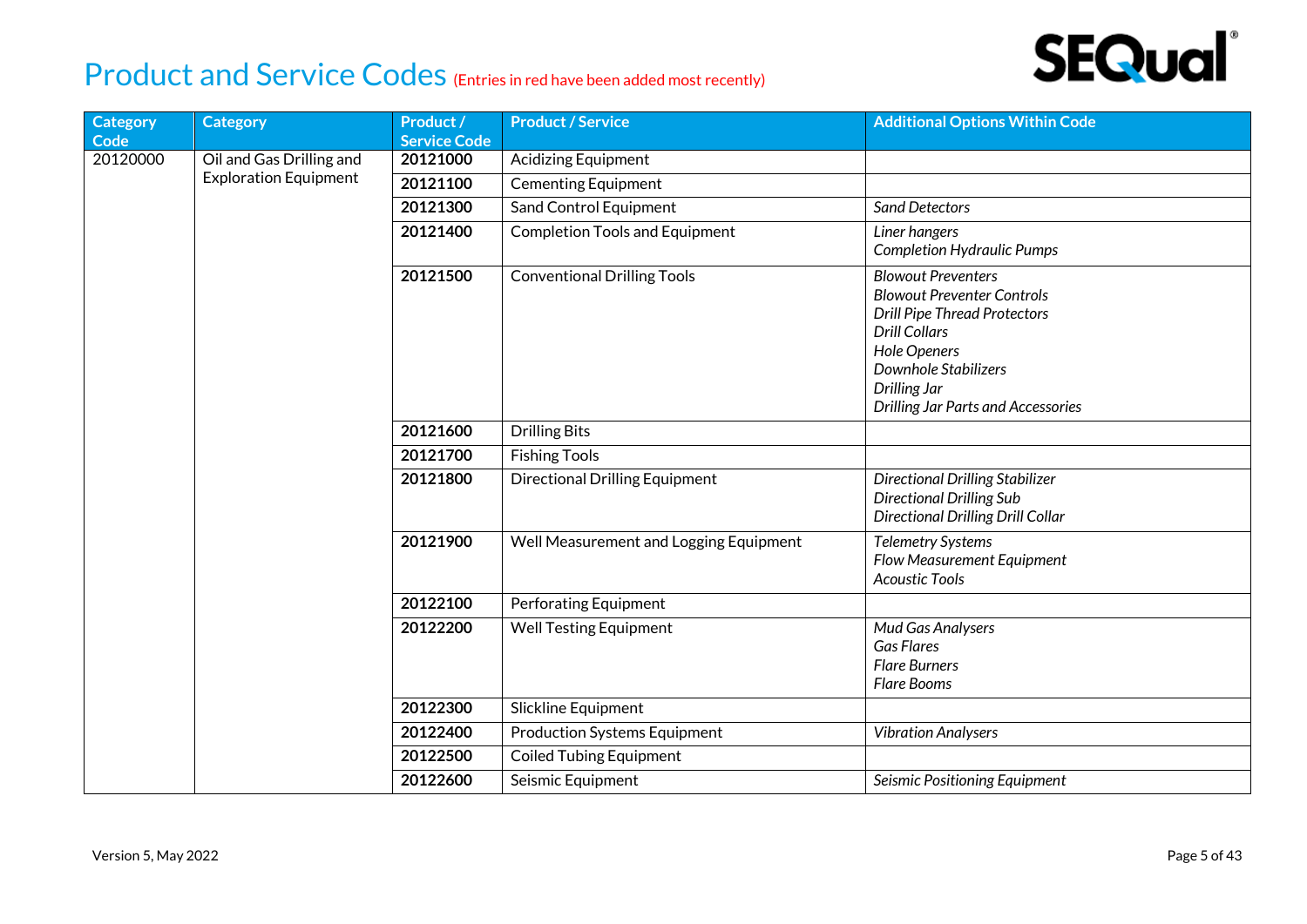# Product and Service Codes (Entries in red have been added most recently)

| Category Code | Category | Product / Service Code | Product / Service | Additional Options Within Code |
|---|---|---|---|---|
| 20120000 | Oil and Gas Drilling and Exploration Equipment | **20121000** | Acidizing Equipment | |
| | | **20121100** | Cementing Equipment | |
| | | **20121300** | Sand Control Equipment | *Sand Detectors* |
| | | **20121400** | Completion Tools and Equipment | *Liner hangers*<br>*Completion Hydraulic Pumps* |
| | | **20121500** | Conventional Drilling Tools | *Blowout Preventers*<br>*Blowout Preventer Controls*<br>*Drill Pipe Thread Protectors*<br>*Drill Collars*<br>*Hole Openers*<br>*Downhole Stabilizers*<br>*Drilling Jar*<br>*Drilling Jar Parts and Accessories* |
| | | **20121600** | Drilling Bits | |
| | | **20121700** | Fishing Tools | |
| | | **20121800** | Directional Drilling Equipment | *Directional Drilling Stabilizer*<br>*Directional Drilling Sub*<br>*Directional Drilling Drill Collar* |
| | | **20121900** | Well Measurement and Logging Equipment | *Telemetry Systems*<br>*Flow Measurement Equipment*<br>*Acoustic Tools* |
| | | **20122100** | Perforating Equipment | |
| | | **20122200** | Well Testing Equipment | *Mud Gas Analysers*<br>*Gas Flares*<br>*Flare Burners*<br>*Flare Booms* |
| | | **20122300** | Slickline Equipment | |
| | | **20122400** | Production Systems Equipment | *Vibration Analysers* |
| | | **20122500** | Coiled Tubing Equipment | |
| | | **20122600** | Seismic Equipment | *Seismic Positioning Equipment* |

Version 5, May 2022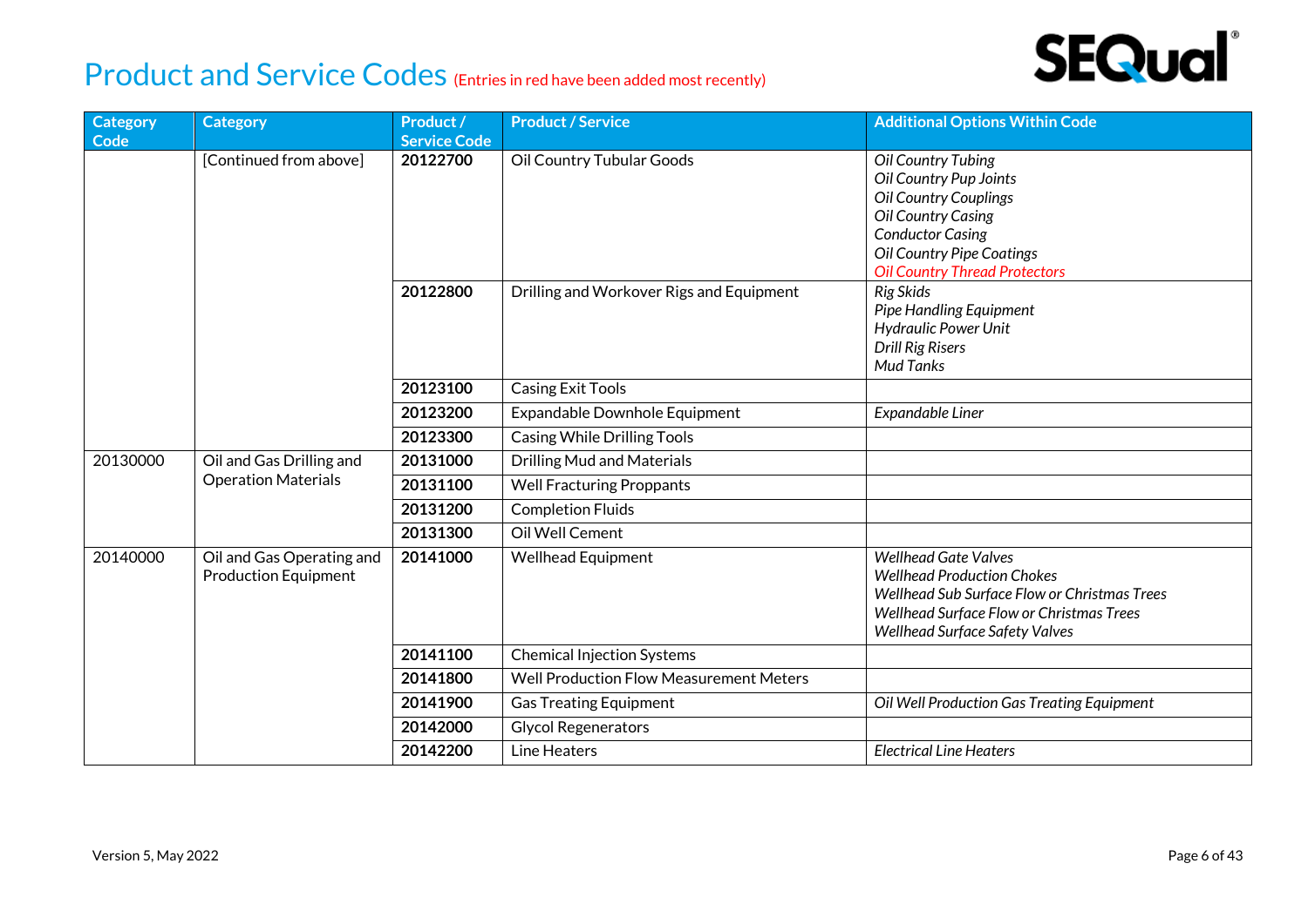# Product and Service Codes (Entries in red have been added most recently)

| Category Code | Category | Product / Service Code | Product / Service | Additional Options Within Code |
|---|---|---|---|---|
| | [Continued from above] | **20122700** | Oil Country Tubular Goods | *Oil Country Tubing*<br>*Oil Country Pup Joints*<br>*Oil Country Couplings*<br>*Oil Country Casing*<br>*Conductor Casing*<br>*Oil Country Pipe Coatings*<br>*Oil Country Thread Protectors* |
| | | **20122800** | Drilling and Workover Rigs and Equipment | *Rig Skids*<br>*Pipe Handling Equipment*<br>*Hydraulic Power Unit*<br>*Drill Rig Risers*<br>*Mud Tanks* |
| | | **20123100** | Casing Exit Tools | |
| | | **20123200** | Expandable Downhole Equipment | *Expandable Liner* |
| | | **20123300** | Casing While Drilling Tools | |
| 20130000 | Oil and Gas Drilling and Operation Materials | **20131000** | Drilling Mud and Materials | |
| | | **20131100** | Well Fracturing Proppants | |
| | | **20131200** | Completion Fluids | |
| | | **20131300** | Oil Well Cement | |
| 20140000 | Oil and Gas Operating and Production Equipment | **20141000** | Wellhead Equipment | *Wellhead Gate Valves*<br>*Wellhead Production Chokes*<br>*Wellhead Sub Surface Flow or Christmas Trees*<br>*Wellhead Surface Flow or Christmas Trees*<br>*Wellhead Surface Safety Valves* |
| | | **20141100** | Chemical Injection Systems | |
| | | **20141800** | Well Production Flow Measurement Meters | |
| | | **20141900** | Gas Treating Equipment | *Oil Well Production Gas Treating Equipment* |
| | | **20142000** | Glycol Regenerators | |
| | | **20142200** | Line Heaters | *Electrical Line Heaters* |

Version 5, May 2022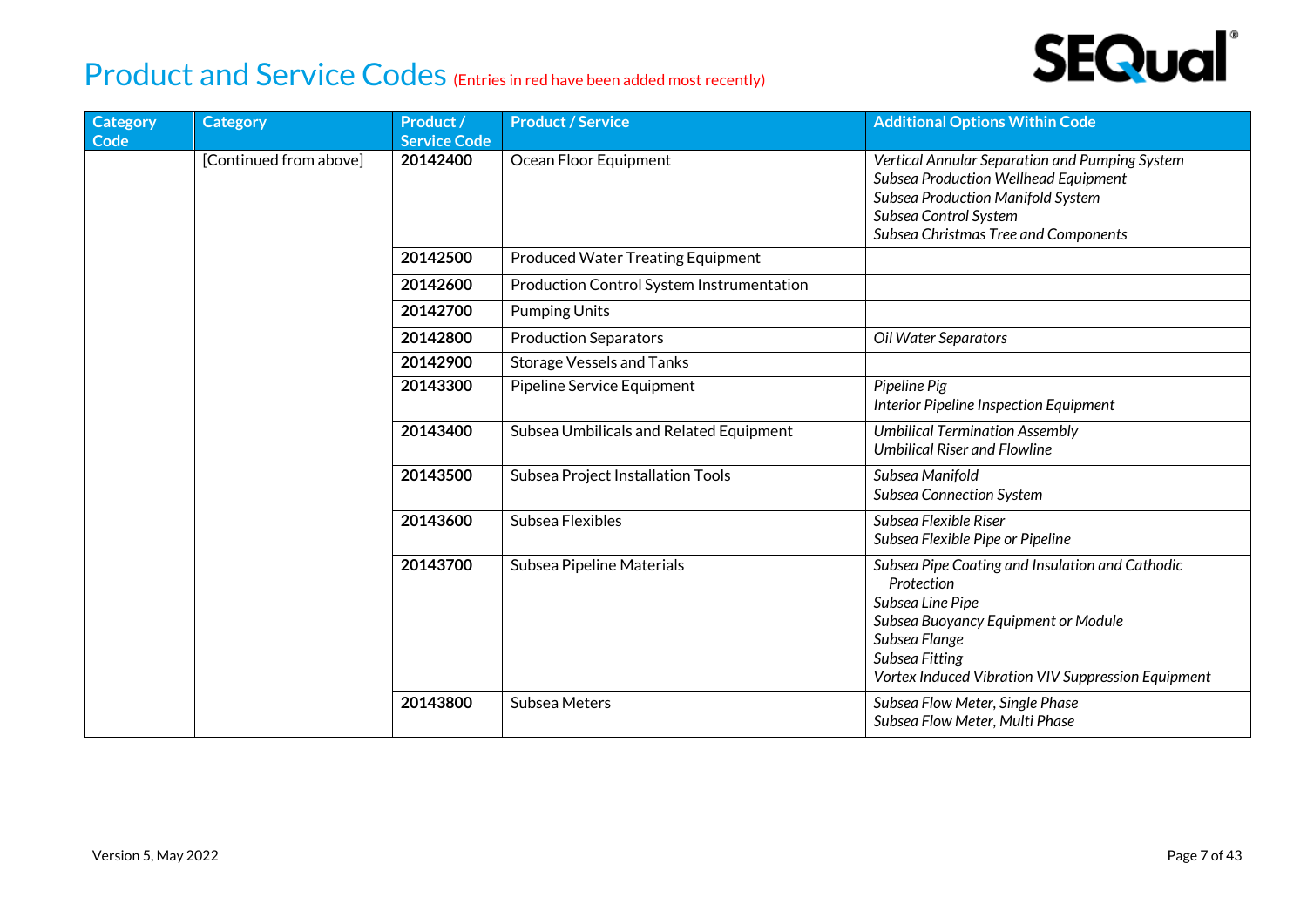# Product and Service Codes (Entries in red have been added most recently)

| Category Code | Category | Product / Service Code | Product / Service | Additional Options Within Code |
|---|---|---|---|---|
| | [Continued from above] | **20142400** | Ocean Floor Equipment | *Vertical Annular Separation and Pumping System*<br>*Subsea Production Wellhead Equipment*<br>*Subsea Production Manifold System*<br>*Subsea Control System*<br>*Subsea Christmas Tree and Components* |
| | | **20142500** | Produced Water Treating Equipment | |
| | | **20142600** | Production Control System Instrumentation | |
| | | **20142700** | Pumping Units | |
| | | **20142800** | Production Separators | *Oil Water Separators* |
| | | **20142900** | Storage Vessels and Tanks | |
| | | **20143300** | Pipeline Service Equipment | *Pipeline Pig*<br>*Interior Pipeline Inspection Equipment* |
| | | **20143400** | Subsea Umbilicals and Related Equipment | *Umbilical Termination Assembly*<br>*Umbilical Riser and Flowline* |
| | | **20143500** | Subsea Project Installation Tools | *Subsea Manifold*<br>*Subsea Connection System* |
| | | **20143600** | Subsea Flexibles | *Subsea Flexible Riser*<br>*Subsea Flexible Pipe or Pipeline* |
| | | **20143700** | Subsea Pipeline Materials | *Subsea Pipe Coating and Insulation and Cathodic Protection*<br>*Subsea Line Pipe*<br>*Subsea Buoyancy Equipment or Module*<br>*Subsea Flange*<br>*Subsea Fitting*<br>*Vortex Induced Vibration VIV Suppression Equipment* |
| | | **20143800** | Subsea Meters | *Subsea Flow Meter, Single Phase*<br>*Subsea Flow Meter, Multi Phase* |

Version 5, May 2022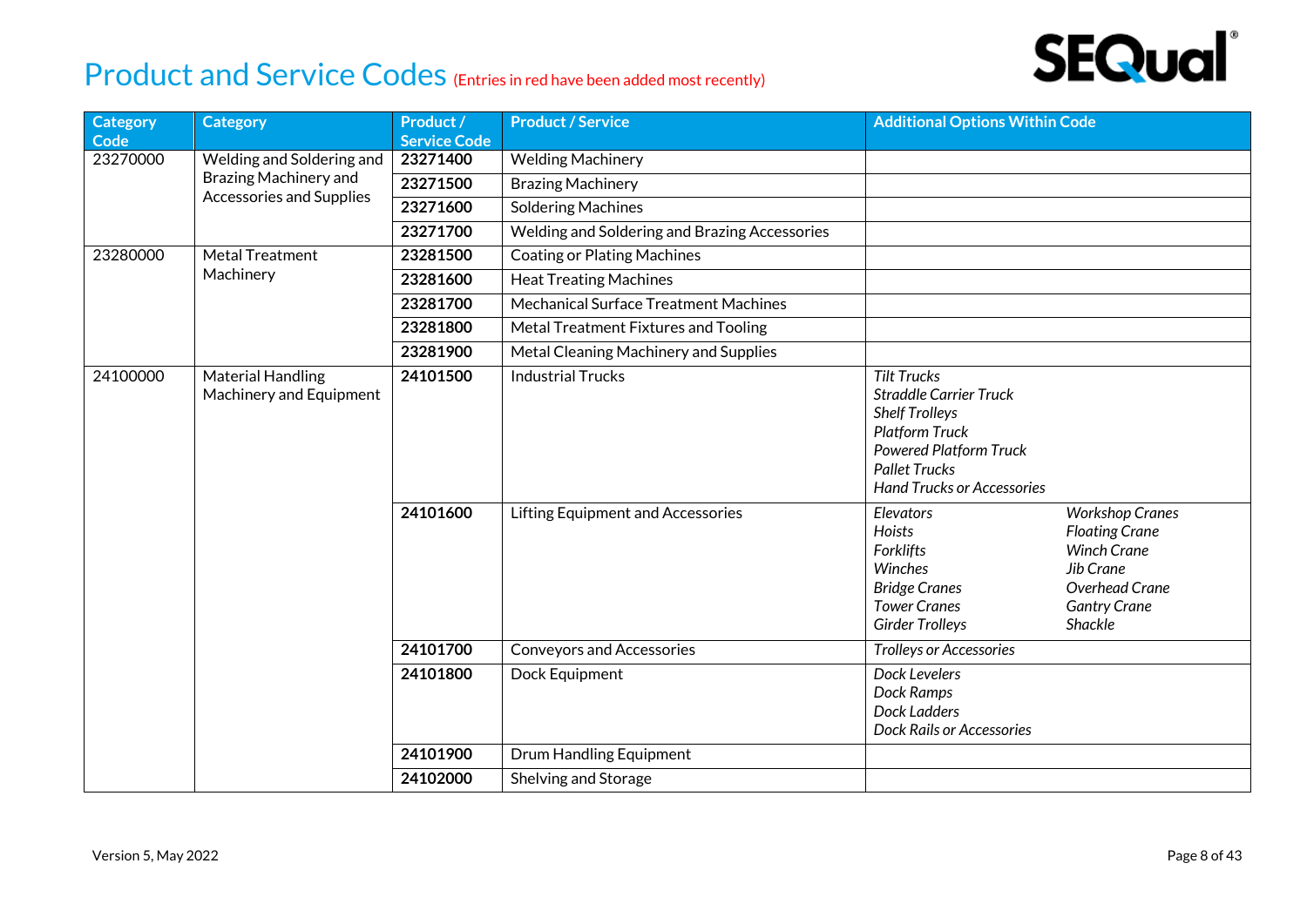# Product and Service Codes (Entries in red have been added most recently)

| Category Code | Category | Product / Service Code | Product / Service | Additional Options Within Code |
|---|---|---|---|---|
| 23270000 | Welding and Soldering and Brazing Machinery and Accessories and Supplies | **23271400** | Welding Machinery | |
| | | **23271500** | Brazing Machinery | |
| | | **23271600** | Soldering Machines | |
| | | **23271700** | Welding and Soldering and Brazing Accessories | |
| 23280000 | Metal Treatment Machinery | **23281500** | Coating or Plating Machines | |
| | | **23281600** | Heat Treating Machines | |
| | | **23281700** | Mechanical Surface Treatment Machines | |
| | | **23281800** | Metal Treatment Fixtures and Tooling | |
| | | **23281900** | Metal Cleaning Machinery and Supplies | |
| 24100000 | Material Handling Machinery and Equipment | **24101500** | Industrial Trucks | *Tilt Trucks*<br>*Straddle Carrier Truck*<br>*Shelf Trolleys*<br>*Platform Truck*<br>*Powered Platform Truck*<br>*Pallet Trucks*<br>*Hand Trucks or Accessories* |
| | | **24101600** | Lifting Equipment and Accessories | *Elevators*<br>*Hoists*<br>*Forklifts*<br>*Winches*<br>*Bridge Cranes*<br>*Tower Cranes*<br>*Girder Trolleys*<br>*Workshop Cranes*<br>*Floating Crane*<br>*Winch Crane*<br>*Jib Crane*<br>*Overhead Crane*<br>*Gantry Crane*<br>*Shackle* |
| | | **24101700** | Conveyors and Accessories | *Trolleys or Accessories* |
| | | **24101800** | Dock Equipment | *Dock Levelers*<br>*Dock Ramps*<br>*Dock Ladders*<br>*Dock Rails or Accessories* |
| | | **24101900** | Drum Handling Equipment | |
| | | **24102000** | Shelving and Storage | |

Version 5, May 2022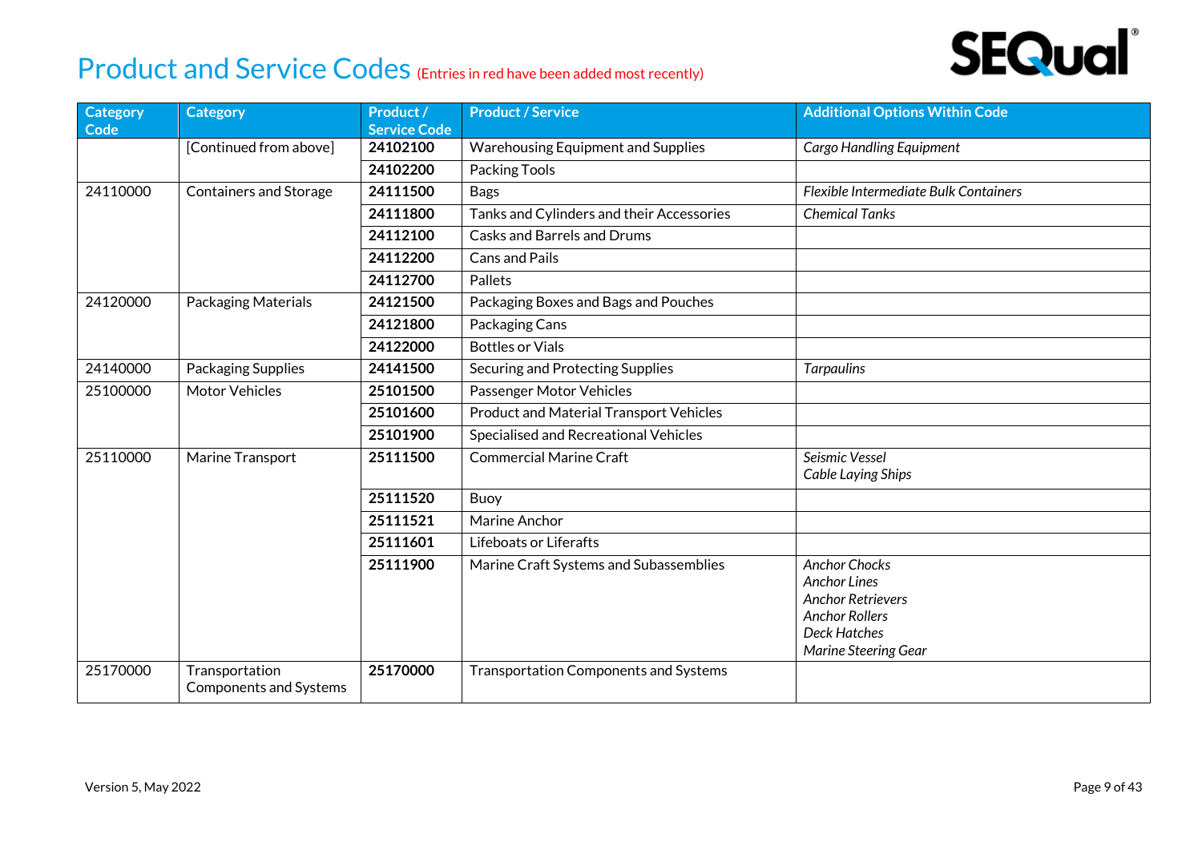# Product and Service Codes (Entries in red have been added most recently)

| Category Code | Category | Product / Service Code | Product / Service | Additional Options Within Code |
|---|---|---|---|---|
| | [Continued from above] | **24102100** | Warehousing Equipment and Supplies | *Cargo Handling Equipment* |
| | | **24102200** | Packing Tools | |
| 24110000 | Containers and Storage | **24111500** | Bags | *Flexible Intermediate Bulk Containers* |
| | | **24111800** | Tanks and Cylinders and their Accessories | *Chemical Tanks* |
| | | **24112100** | Casks and Barrels and Drums | |
| | | **24112200** | Cans and Pails | |
| | | **24112700** | Pallets | |
| 24120000 | Packaging Materials | **24121500** | Packaging Boxes and Bags and Pouches | |
| | | **24121800** | Packaging Cans | |
| | | **24122000** | Bottles or Vials | |
| 24140000 | Packaging Supplies | **24141500** | Securing and Protecting Supplies | *Tarpaulins* |
| 25100000 | Motor Vehicles | **25101500** | Passenger Motor Vehicles | |
| | | **25101600** | Product and Material Transport Vehicles | |
| | | **25101900** | Specialised and Recreational Vehicles | |
| 25110000 | Marine Transport | **25111500** | Commercial Marine Craft | *Seismic Vessel*<br>*Cable Laying Ships* |
| | | **25111520** | Buoy | |
| | | **25111521** | Marine Anchor | |
| | | **25111601** | Lifeboats or Liferafts | |
| | | **25111900** | Marine Craft Systems and Subassemblies | *Anchor Chocks*<br>*Anchor Lines*<br>*Anchor Retrievers*<br>*Anchor Rollers*<br>*Deck Hatches*<br>*Marine Steering Gear* |
| 25170000 | Transportation Components and Systems | **25170000** | Transportation Components and Systems | |

Version 5, May 2022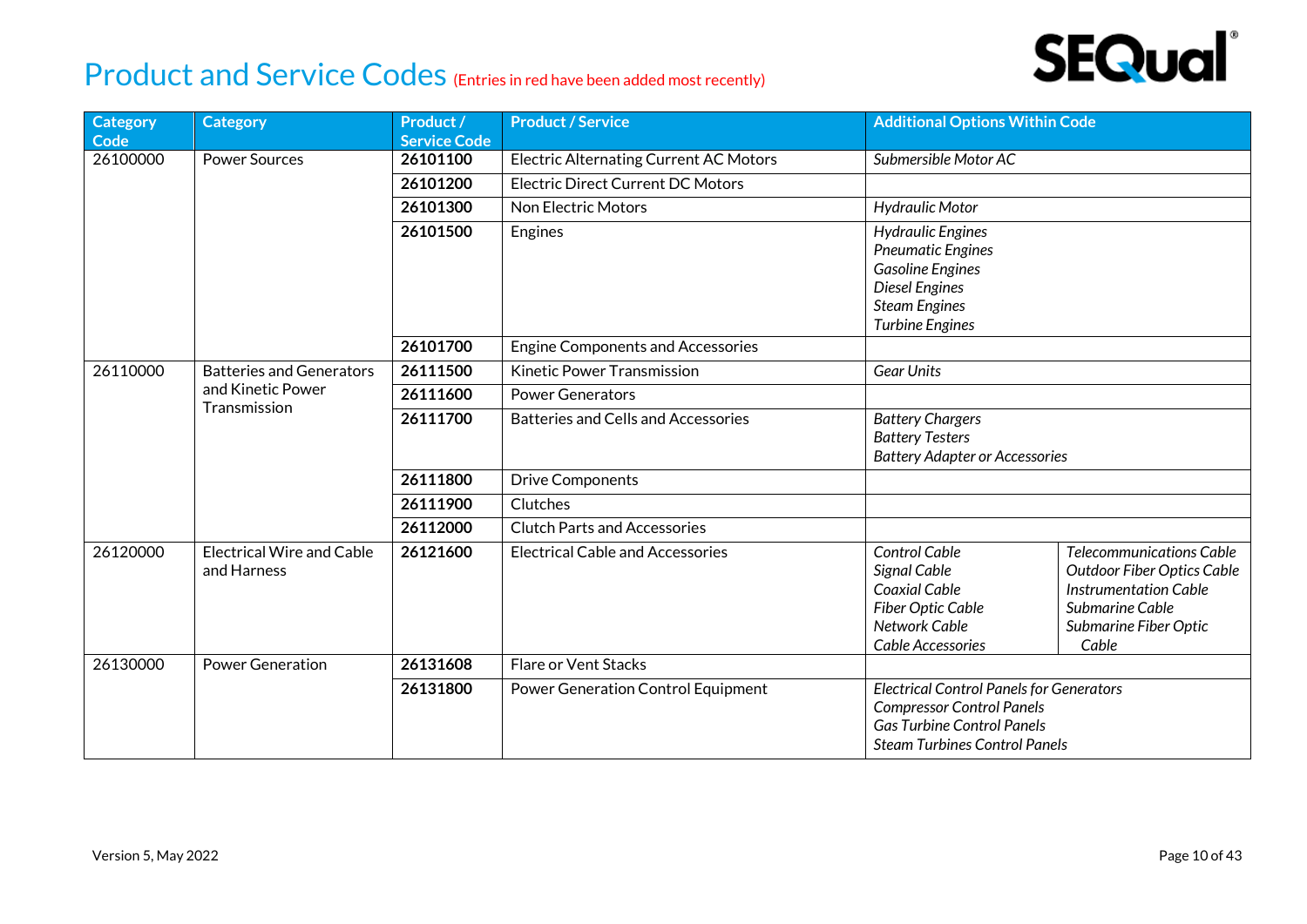# Product and Service Codes (Entries in red have been added most recently)

| Category Code | Category | Product / Service Code | Product / Service | Additional Options Within Code | |
|---|---|---|---|---|---|
| 26100000 | Power Sources | **26101100** | Electric Alternating Current AC Motors | *Submersible Motor AC* | |
| | | **26101200** | Electric Direct Current DC Motors | | |
| | | **26101300** | Non Electric Motors | *Hydraulic Motor* | |
| | | **26101500** | Engines | *Hydraulic Engines*<br>*Pneumatic Engines*<br>*Gasoline Engines*<br>*Diesel Engines*<br>*Steam Engines*<br>*Turbine Engines* | |
| | | **26101700** | Engine Components and Accessories | | |
| 26110000 | Batteries and Generators and Kinetic Power Transmission | **26111500** | Kinetic Power Transmission | *Gear Units* | |
| | | **26111600** | Power Generators | | |
| | | **26111700** | Batteries and Cells and Accessories | *Battery Chargers*<br>*Battery Testers*<br>*Battery Adapter or Accessories* | |
| | | **26111800** | Drive Components | | |
| | | **26111900** | Clutches | | |
| | | **26112000** | Clutch Parts and Accessories | | |
| 26120000 | Electrical Wire and Cable and Harness | **26121600** | Electrical Cable and Accessories | *Control Cable*<br>*Signal Cable*<br>*Coaxial Cable*<br>*Fiber Optic Cable*<br>*Network Cable*<br>*Cable Accessories* | *Telecommunications Cable*<br>*Outdoor Fiber Optics Cable*<br>*Instrumentation Cable*<br>*Submarine Cable*<br>*Submarine Fiber Optic Cable* |
| 26130000 | Power Generation | **26131608** | Flare or Vent Stacks | | |
| | | **26131800** | Power Generation Control Equipment | *Electrical Control Panels for Generators*<br>*Compressor Control Panels*<br>*Gas Turbine Control Panels*<br>*Steam Turbines Control Panels* | |

Version 5, May 2022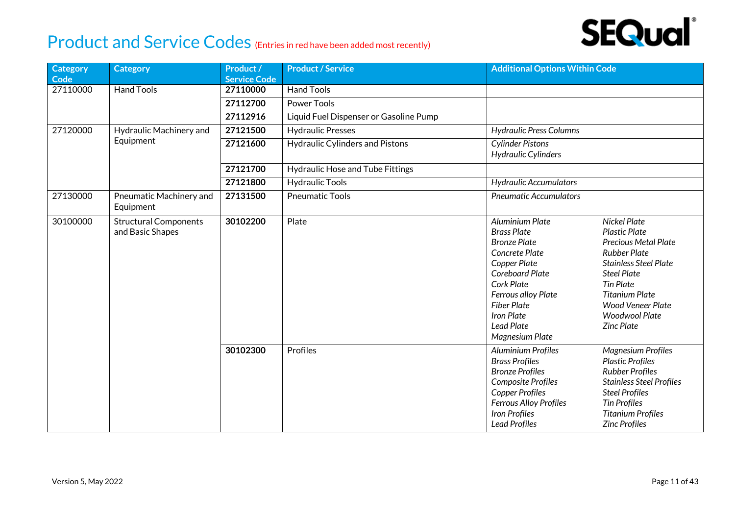# Product and Service Codes (Entries in red have been added most recently)

| Category Code | Category | Product / Service Code | Product / Service | Additional Options Within Code |
|---|---|---|---|---|
| 27110000 | Hand Tools | **27110000** | Hand Tools | |
| | | **27112700** | Power Tools | |
| | | **27112916** | Liquid Fuel Dispenser or Gasoline Pump | |
| 27120000 | Hydraulic Machinery and Equipment | **27121500** | Hydraulic Presses | *Hydraulic Press Columns* |
| | | **27121600** | Hydraulic Cylinders and Pistons | *Cylinder Pistons*<br>*Hydraulic Cylinders* |
| | | **27121700** | Hydraulic Hose and Tube Fittings | |
| | | **27121800** | Hydraulic Tools | *Hydraulic Accumulators* |
| 27130000 | Pneumatic Machinery and Equipment | **27131500** | Pneumatic Tools | *Pneumatic Accumulators* |
| 30100000 | Structural Components and Basic Shapes | **30102200** | Plate | *Aluminium Plate*<br>*Brass Plate*<br>*Bronze Plate*<br>*Concrete Plate*<br>*Copper Plate*<br>*Coreboard Plate*<br>*Cork Plate*<br>*Ferrous alloy Plate*<br>*Fiber Plate*<br>*Iron Plate*<br>*Lead Plate*<br>*Magnesium Plate*<br>*Nickel Plate*<br>*Plastic Plate*<br>*Precious Metal Plate*<br>*Rubber Plate*<br>*Stainless Steel Plate*<br>*Steel Plate*<br>*Tin Plate*<br>*Titanium Plate*<br>*Wood Veneer Plate*<br>*Woodwool Plate*<br>*Zinc Plate* |
| | | **30102300** | Profiles | *Aluminium Profiles*<br>*Brass Profiles*<br>*Bronze Profiles*<br>*Composite Profiles*<br>*Copper Profiles*<br>*Ferrous Alloy Profiles*<br>*Iron Profiles*<br>*Lead Profiles*<br>*Magnesium Profiles*<br>*Plastic Profiles*<br>*Rubber Profiles*<br>*Stainless Steel Profiles*<br>*Steel Profiles*<br>*Tin Profiles*<br>*Titanium Profiles*<br>*Zinc Profiles* |

Version 5, May 2022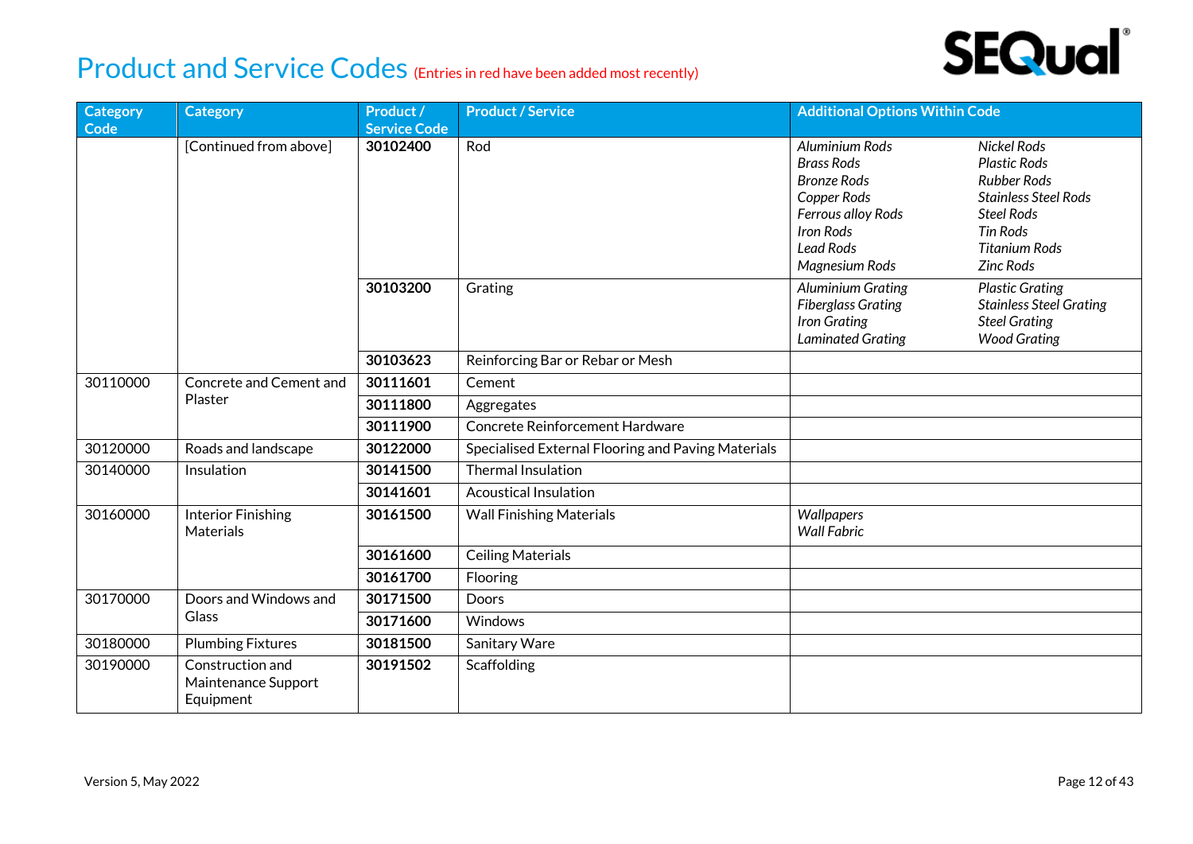# Product and Service Codes (Entries in red have been added most recently)

| Category Code | Category | Product / Service Code | Product / Service | Additional Options Within Code | |
|---|---|---|---|---|---|
| | [Continued from above] | **30102400** | Rod | *Aluminium Rods*<br>*Brass Rods*<br>*Bronze Rods*<br>*Copper Rods*<br>*Ferrous alloy Rods*<br>*Iron Rods*<br>*Lead Rods*<br>*Magnesium Rods* | *Nickel Rods*<br>*Plastic Rods*<br>*Rubber Rods*<br>*Stainless Steel Rods*<br>*Steel Rods*<br>*Tin Rods*<br>*Titanium Rods*<br>*Zinc Rods* |
| | | **30103200** | Grating | *Aluminium Grating*<br>*Fiberglass Grating*<br>*Iron Grating*<br>*Laminated Grating* | *Plastic Grating*<br>*Stainless Steel Grating*<br>*Steel Grating*<br>*Wood Grating* |
| | | **30103623** | Reinforcing Bar or Rebar or Mesh | | |
| 30110000 | Concrete and Cement and Plaster | **30111601** | Cement | | |
| | | **30111800** | Aggregates | | |
| | | **30111900** | Concrete Reinforcement Hardware | | |
| 30120000 | Roads and landscape | **30122000** | Specialised External Flooring and Paving Materials | | |
| 30140000 | Insulation | **30141500** | Thermal Insulation | | |
| | | **30141601** | Acoustical Insulation | | |
| 30160000 | Interior Finishing Materials | **30161500** | Wall Finishing Materials | *Wallpapers*<br>*Wall Fabric* | |
| | | **30161600** | Ceiling Materials | | |
| | | **30161700** | Flooring | | |
| 30170000 | Doors and Windows and Glass | **30171500** | Doors | | |
| | | **30171600** | Windows | | |
| 30180000 | Plumbing Fixtures | **30181500** | Sanitary Ware | | |
| 30190000 | Construction and Maintenance Support Equipment | **30191502** | Scaffolding | | |

Version 5, May 2022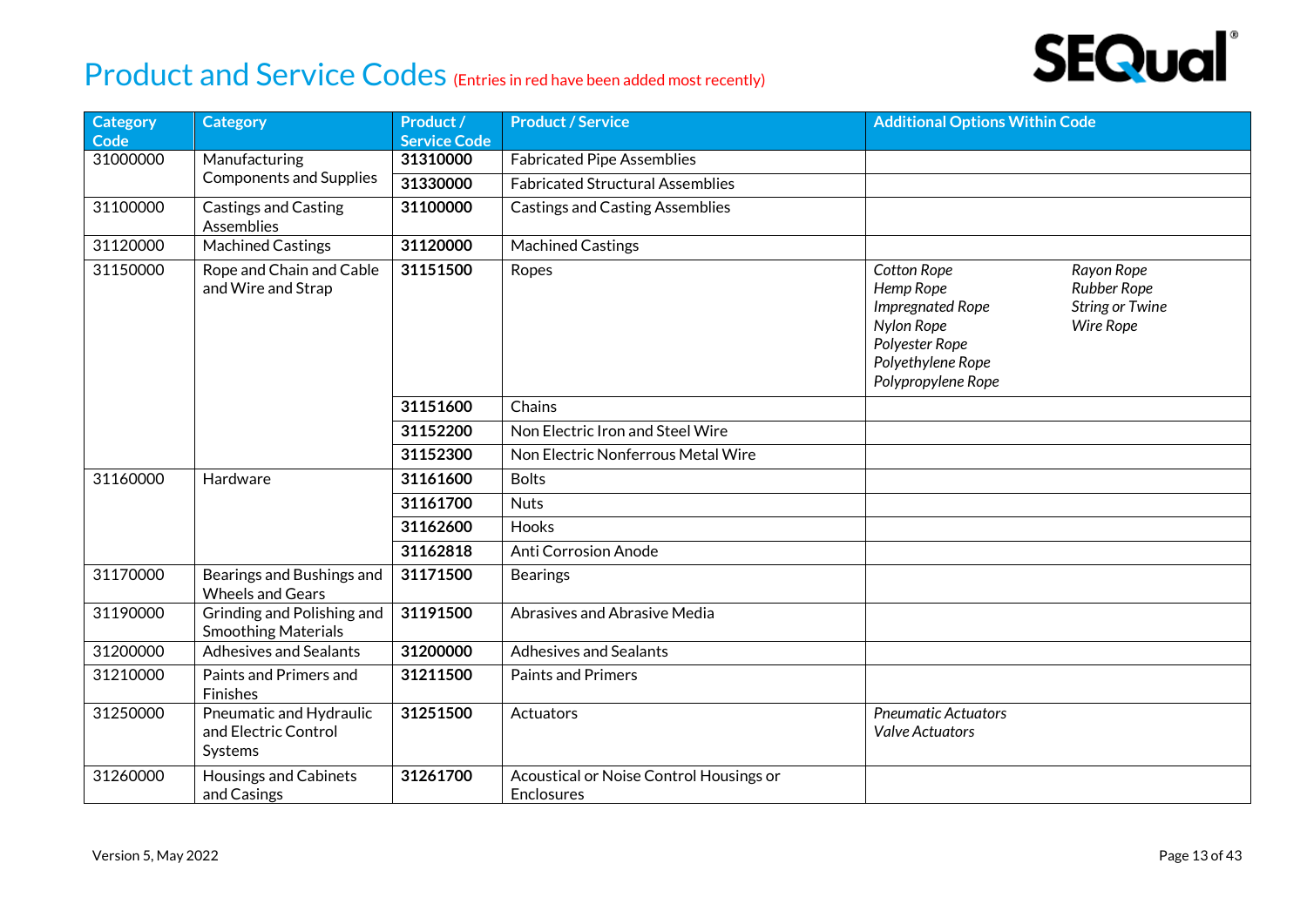# Product and Service Codes (Entries in red have been added most recently)

| Category Code | Category | Product / Service Code | Product / Service | Additional Options Within Code |
|---|---|---|---|---|
| 31000000 | Manufacturing Components and Supplies | **31310000** | Fabricated Pipe Assemblies | |
| | | **31330000** | Fabricated Structural Assemblies | |
| 31100000 | Castings and Casting Assemblies | **31100000** | Castings and Casting Assemblies | |
| 31120000 | Machined Castings | **31120000** | Machined Castings | |
| 31150000 | Rope and Chain and Cable and Wire and Strap | **31151500** | Ropes | *Cotton Rope*<br>*Hemp Rope*<br>*Impregnated Rope*<br>*Nylon Rope*<br>*Polyester Rope*<br>*Polyethylene Rope*<br>*Polypropylene Rope*<br>*Rayon Rope*<br>*Rubber Rope*<br>*String or Twine*<br>*Wire Rope* |
| | | **31151600** | Chains | |
| | | **31152200** | Non Electric Iron and Steel Wire | |
| | | **31152300** | Non Electric Nonferrous Metal Wire | |
| 31160000 | Hardware | **31161600** | Bolts | |
| | | **31161700** | Nuts | |
| | | **31162600** | Hooks | |
| | | **31162818** | Anti Corrosion Anode | |
| 31170000 | Bearings and Bushings and Wheels and Gears | **31171500** | Bearings | |
| 31190000 | Grinding and Polishing and Smoothing Materials | **31191500** | Abrasives and Abrasive Media | |
| 31200000 | Adhesives and Sealants | **31200000** | Adhesives and Sealants | |
| 31210000 | Paints and Primers and Finishes | **31211500** | Paints and Primers | |
| 31250000 | Pneumatic and Hydraulic and Electric Control Systems | **31251500** | Actuators | *Pneumatic Actuators*<br>*Valve Actuators* |
| 31260000 | Housings and Cabinets and Casings | **31261700** | Acoustical or Noise Control Housings or Enclosures | |

Version 5, May 2022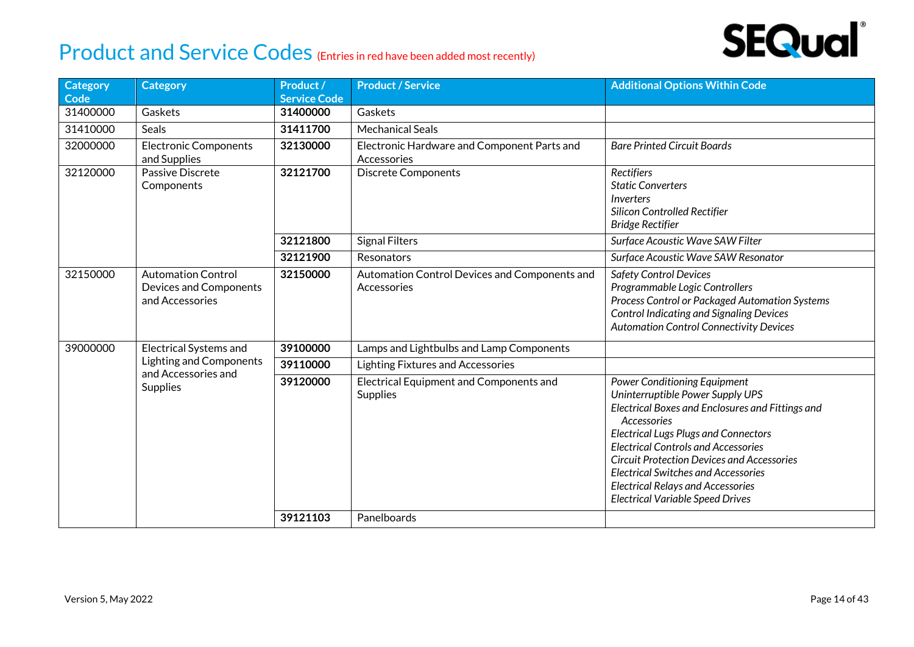# Product and Service Codes (Entries in red have been added most recently)

| Category Code | Category | Product / Service Code | Product / Service | Additional Options Within Code |
|---|---|---|---|---|
| 31400000 | Gaskets | **31400000** | Gaskets | |
| 31410000 | Seals | **31411700** | Mechanical Seals | |
| 32000000 | Electronic Components and Supplies | **32130000** | Electronic Hardware and Component Parts and Accessories | *Bare Printed Circuit Boards* |
| 32120000 | Passive Discrete Components | **32121700** | Discrete Components | *Rectifiers*<br>*Static Converters*<br>*Inverters*<br>*Silicon Controlled Rectifier*<br>*Bridge Rectifier* |
| | | **32121800** | Signal Filters | *Surface Acoustic Wave SAW Filter* |
| | | **32121900** | Resonators | *Surface Acoustic Wave SAW Resonator* |
| 32150000 | Automation Control Devices and Components and Accessories | **32150000** | Automation Control Devices and Components and Accessories | *Safety Control Devices*<br>*Programmable Logic Controllers*<br>*Process Control or Packaged Automation Systems*<br>*Control Indicating and Signaling Devices*<br>*Automation Control Connectivity Devices* |
| 39000000 | Electrical Systems and Lighting and Components and Accessories and Supplies | **39100000** | Lamps and Lightbulbs and Lamp Components | |
| | | **39110000** | Lighting Fixtures and Accessories | |
| | | **39120000** | Electrical Equipment and Components and Supplies | *Power Conditioning Equipment*<br>*Uninterruptible Power Supply UPS*<br>*Electrical Boxes and Enclosures and Fittings and Accessories*<br>*Electrical Lugs Plugs and Connectors*<br>*Electrical Controls and Accessories*<br>*Circuit Protection Devices and Accessories*<br>*Electrical Switches and Accessories*<br>*Electrical Relays and Accessories*<br>*Electrical Variable Speed Drives* |
| | | **39121103** | Panelboards | |

Version 5, May 2022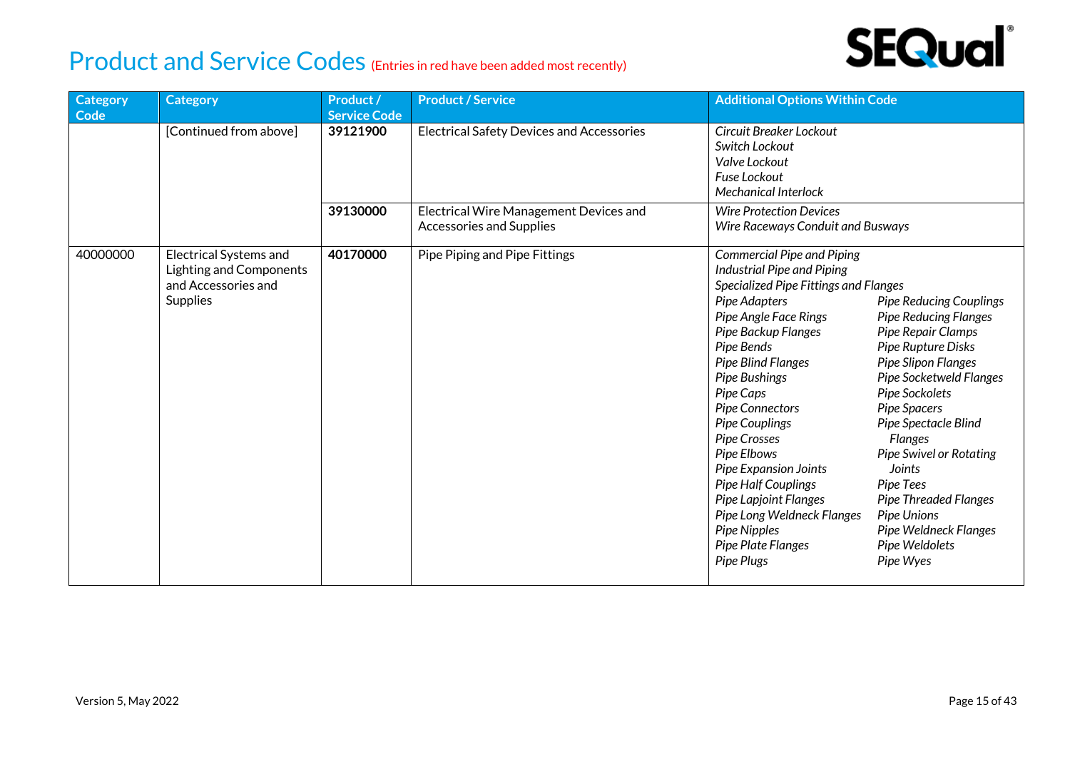# Product and Service Codes (Entries in red have been added most recently)

| Category Code | Category | Product / Service Code | Product / Service | Additional Options Within Code |
|---|---|---|---|---|
| | [Continued from above] | **39121900** | Electrical Safety Devices and Accessories | *Circuit Breaker Lockout*<br>*Switch Lockout*<br>*Valve Lockout*<br>*Fuse Lockout*<br>*Mechanical Interlock* |
| | | **39130000** | Electrical Wire Management Devices and Accessories and Supplies | *Wire Protection Devices*<br>*Wire Raceways Conduit and Busways* |
| 40000000 | Electrical Systems and Lighting and Components and Accessories and Supplies | **40170000** | Pipe Piping and Pipe Fittings | *Commercial Pipe and Piping*<br>*Industrial Pipe and Piping*<br>*Specialized Pipe Fittings and Flanges*<br>*Pipe Adapters*<br>*Pipe Angle Face Rings*<br>*Pipe Backup Flanges*<br>*Pipe Bends*<br>*Pipe Blind Flanges*<br>*Pipe Bushings*<br>*Pipe Caps*<br>*Pipe Connectors*<br>*Pipe Couplings*<br>*Pipe Crosses*<br>*Pipe Elbows*<br>*Pipe Expansion Joints*<br>*Pipe Half Couplings*<br>*Pipe Lapjoint Flanges*<br>*Pipe Long Weldneck Flanges*<br>*Pipe Nipples*<br>*Pipe Plate Flanges*<br>*Pipe Plugs*<br>*Pipe Reducing Couplings*<br>*Pipe Reducing Flanges*<br>*Pipe Repair Clamps*<br>*Pipe Rupture Disks*<br>*Pipe Slipon Flanges*<br>*Pipe Socketweld Flanges*<br>*Pipe Sockolets*<br>*Pipe Spacers*<br>*Pipe Spectacle Blind Flanges*<br>*Pipe Swivel or Rotating Joints*<br>*Pipe Tees*<br>*Pipe Threaded Flanges*<br>*Pipe Unions*<br>*Pipe Weldneck Flanges*<br>*Pipe Weldolets*<br>*Pipe Wyes* |

Version 5, May 2022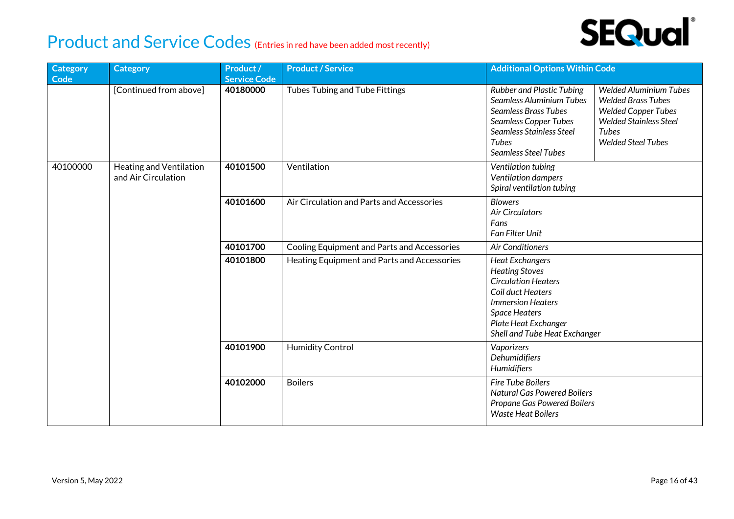# Product and Service Codes (Entries in red have been added most recently)

| Category Code | Category | Product / Service Code | Product / Service | Additional Options Within Code | |
|---|---|---|---|---|---|
| | [Continued from above] | **40180000** | Tubes Tubing and Tube Fittings | *Rubber and Plastic Tubing*<br>*Seamless Aluminium Tubes*<br>*Seamless Brass Tubes*<br>*Seamless Copper Tubes*<br>*Seamless Stainless Steel Tubes*<br>*Seamless Steel Tubes* | *Welded Aluminium Tubes*<br>*Welded Brass Tubes*<br>*Welded Copper Tubes*<br>*Welded Stainless Steel Tubes*<br>*Welded Steel Tubes* |
| 40100000 | Heating and Ventilation and Air Circulation | **40101500** | Ventilation | *Ventilation tubing*<br>*Ventilation dampers*<br>*Spiral ventilation tubing* | |
| | | **40101600** | Air Circulation and Parts and Accessories | *Blowers*<br>*Air Circulators*<br>*Fans*<br>*Fan Filter Unit* | |
| | | **40101700** | Cooling Equipment and Parts and Accessories | *Air Conditioners* | |
| | | **40101800** | Heating Equipment and Parts and Accessories | *Heat Exchangers*<br>*Heating Stoves*<br>*Circulation Heaters*<br>*Coil duct Heaters*<br>*Immersion Heaters*<br>*Space Heaters*<br>*Plate Heat Exchanger*<br>*Shell and Tube Heat Exchanger* | |
| | | **40101900** | Humidity Control | *Vaporizers*<br>*Dehumidifiers*<br>*Humidifiers* | |
| | | **40102000** | Boilers | *Fire Tube Boilers*<br>*Natural Gas Powered Boilers*<br>*Propane Gas Powered Boilers*<br>*Waste Heat Boilers* | |

Version 5, May 2022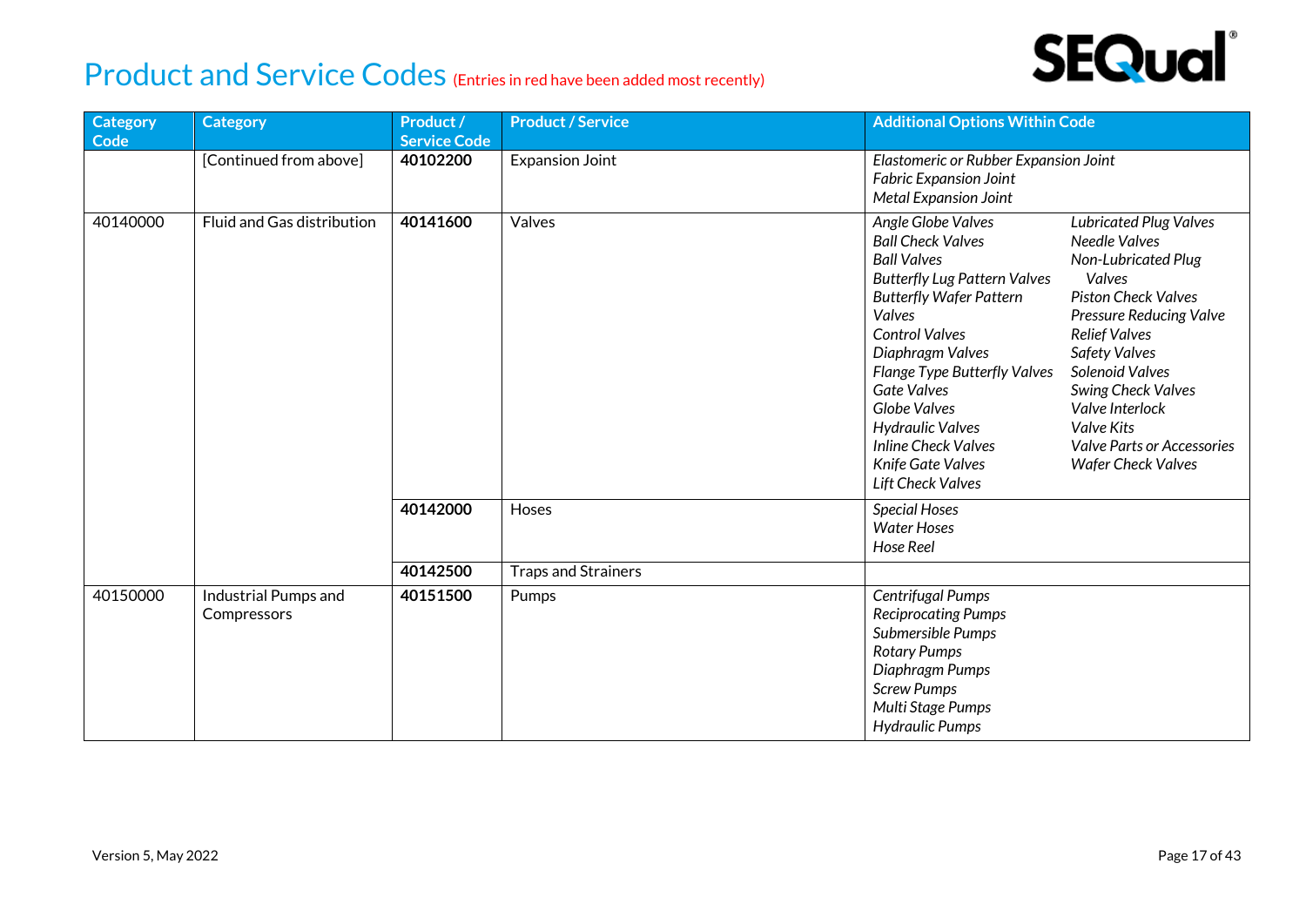# Product and Service Codes (Entries in red have been added most recently)

| Category Code | Category | Product / Service Code | Product / Service | Additional Options Within Code |
|---|---|---|---|---|
| | [Continued from above] | **40102200** | Expansion Joint | *Elastomeric or Rubber Expansion Joint*<br>*Fabric Expansion Joint*<br>*Metal Expansion Joint* |
| 40140000 | Fluid and Gas distribution | **40141600** | Valves | *Angle Globe Valves*<br>*Ball Check Valves*<br>*Ball Valves*<br>*Butterfly Lug Pattern Valves*<br>*Butterfly Wafer Pattern Valves*<br>*Control Valves*<br>*Diaphragm Valves*<br>*Flange Type Butterfly Valves*<br>*Gate Valves*<br>*Globe Valves*<br>*Hydraulic Valves*<br>*Inline Check Valves*<br>*Knife Gate Valves*<br>*Lift Check Valves*<br>*Lubricated Plug Valves*<br>*Needle Valves*<br>*Non-Lubricated Plug Valves*<br>*Piston Check Valves*<br>*Pressure Reducing Valve*<br>*Relief Valves*<br>*Safety Valves*<br>*Solenoid Valves*<br>*Swing Check Valves*<br>*Valve Interlock*<br>*Valve Kits*<br>*Valve Parts or Accessories*<br>*Wafer Check Valves* |
| | | **40142000** | Hoses | *Special Hoses*<br>*Water Hoses*<br>*Hose Reel* |
| | | **40142500** | Traps and Strainers | |
| 40150000 | Industrial Pumps and Compressors | **40151500** | Pumps | *Centrifugal Pumps*<br>*Reciprocating Pumps*<br>*Submersible Pumps*<br>*Rotary Pumps*<br>*Diaphragm Pumps*<br>*Screw Pumps*<br>*Multi Stage Pumps*<br>*Hydraulic Pumps* |

Version 5, May 2022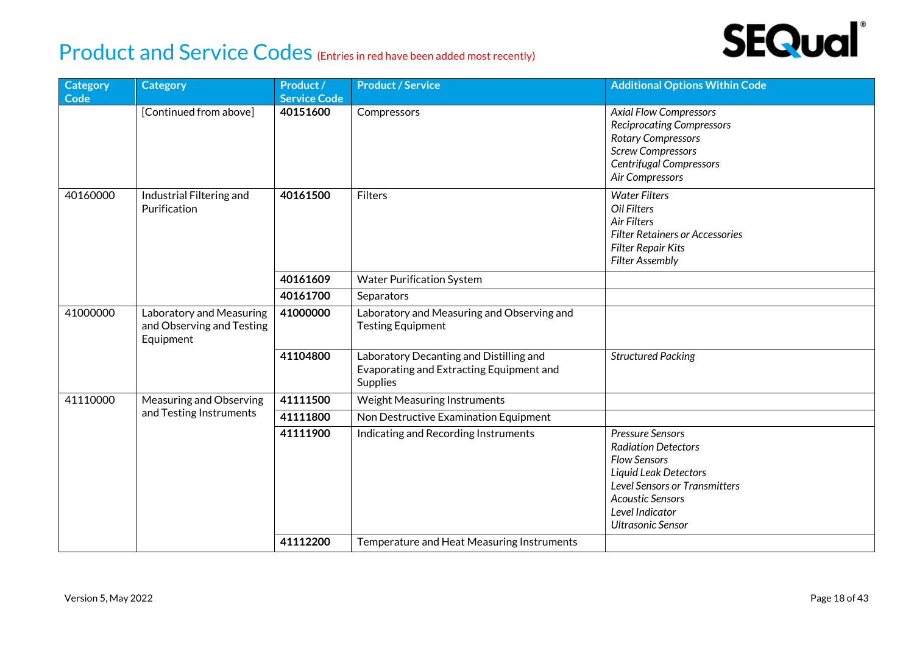# Product and Service Codes (Entries in red have been added most recently)

| Category Code | Category | Product / Service Code | Product / Service | Additional Options Within Code |
|---|---|---|---|---|
| | [Continued from above] | **40151600** | Compressors | *Axial Flow Compressors*<br>*Reciprocating Compressors*<br>*Rotary Compressors*<br>*Screw Compressors*<br>*Centrifugal Compressors*<br>*Air Compressors* |
| 40160000 | Industrial Filtering and Purification | **40161500** | Filters | *Water Filters*<br>*Oil Filters*<br>*Air Filters*<br>*Filter Retainers or Accessories*<br>*Filter Repair Kits*<br>*Filter Assembly* |
| | | **40161609** | Water Purification System | |
| | | **40161700** | Separators | |
| 41000000 | Laboratory and Measuring and Observing and Testing Equipment | **41000000** | Laboratory and Measuring and Observing and Testing Equipment | |
| | | **41104800** | Laboratory Decanting and Distilling and Evaporating and Extracting Equipment and Supplies | *Structured Packing* |
| 41110000 | Measuring and Observing and Testing Instruments | **41111500** | Weight Measuring Instruments | |
| | | **41111800** | Non Destructive Examination Equipment | |
| | | **41111900** | Indicating and Recording Instruments | *Pressure Sensors*<br>*Radiation Detectors*<br>*Flow Sensors*<br>*Liquid Leak Detectors*<br>*Level Sensors or Transmitters*<br>*Acoustic Sensors*<br>*Level Indicator*<br>*Ultrasonic Sensor* |
| | | **41112200** | Temperature and Heat Measuring Instruments | |

Version 5, May 2022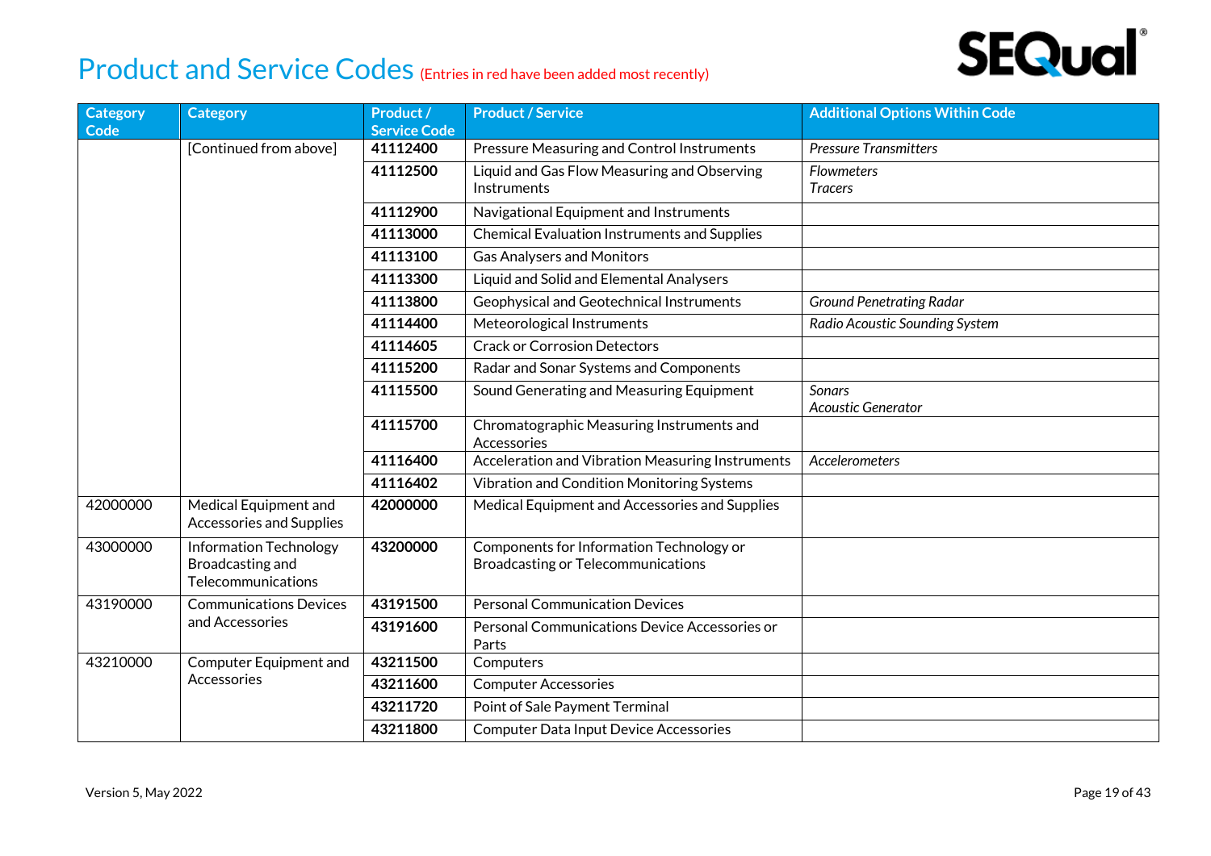# Product and Service Codes (Entries in red have been added most recently)

| Category Code | Category | Product / Service Code | Product / Service | Additional Options Within Code |
|---|---|---|---|---|
| | [Continued from above] | **41112400** | Pressure Measuring and Control Instruments | *Pressure Transmitters* |
| | | **41112500** | Liquid and Gas Flow Measuring and Observing Instruments | *Flowmeters*<br>*Tracers* |
| | | **41112900** | Navigational Equipment and Instruments | |
| | | **41113000** | Chemical Evaluation Instruments and Supplies | |
| | | **41113100** | Gas Analysers and Monitors | |
| | | **41113300** | Liquid and Solid and Elemental Analysers | |
| | | **41113800** | Geophysical and Geotechnical Instruments | *Ground Penetrating Radar* |
| | | **41114400** | Meteorological Instruments | *Radio Acoustic Sounding System* |
| | | **41114605** | Crack or Corrosion Detectors | |
| | | **41115200** | Radar and Sonar Systems and Components | |
| | | **41115500** | Sound Generating and Measuring Equipment | *Sonars*<br>*Acoustic Generator* |
| | | **41115700** | Chromatographic Measuring Instruments and Accessories | |
| | | **41116400** | Acceleration and Vibration Measuring Instruments | *Accelerometers* |
| | | **41116402** | Vibration and Condition Monitoring Systems | |
| 42000000 | Medical Equipment and Accessories and Supplies | **42000000** | Medical Equipment and Accessories and Supplies | |
| 43000000 | Information Technology Broadcasting and Telecommunications | **43200000** | Components for Information Technology or Broadcasting or Telecommunications | |
| 43190000 | Communications Devices and Accessories | **43191500** | Personal Communication Devices | |
| | | **43191600** | Personal Communications Device Accessories or Parts | |
| 43210000 | Computer Equipment and Accessories | **43211500** | Computers | |
| | | **43211600** | Computer Accessories | |
| | | **43211720** | Point of Sale Payment Terminal | |
| | | **43211800** | Computer Data Input Device Accessories | |

Version 5, May 2022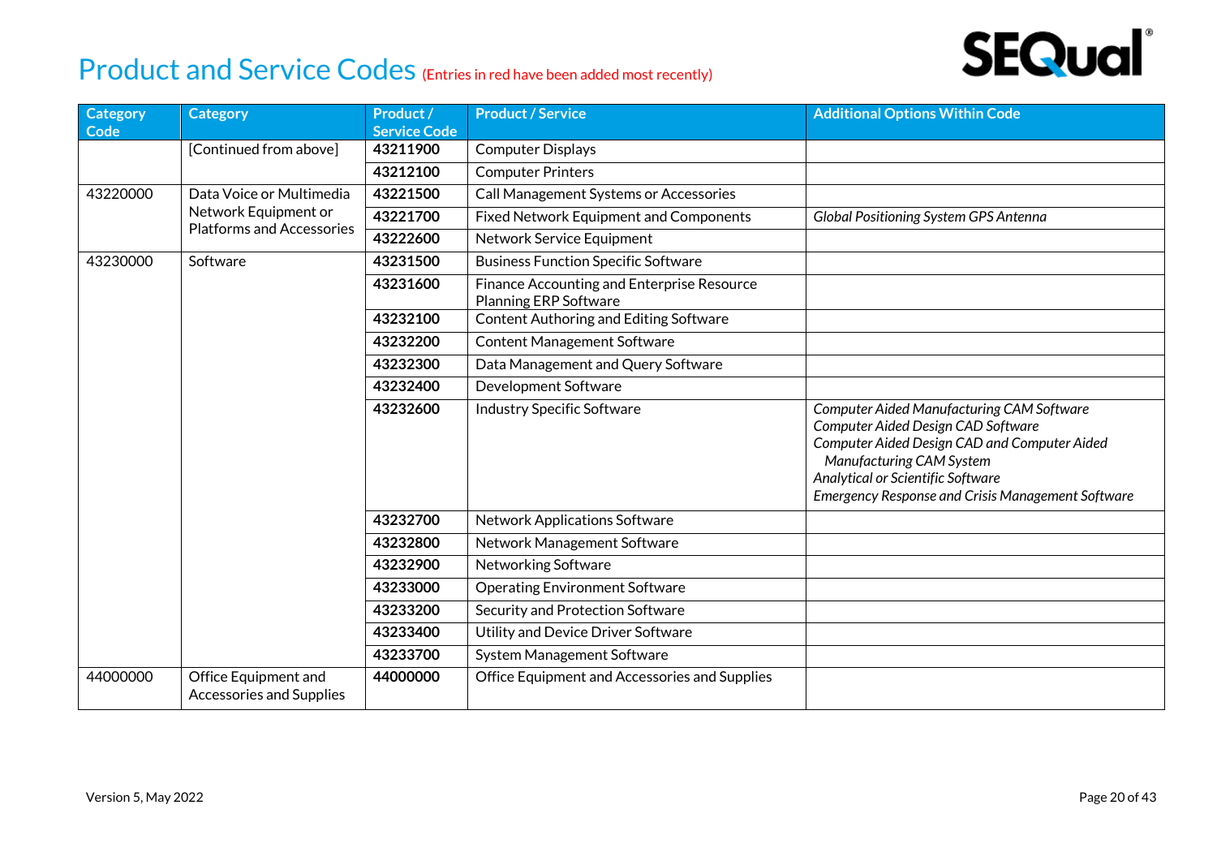# Product and Service Codes (Entries in red have been added most recently)

| Category Code | Category | Product / Service Code | Product / Service | Additional Options Within Code |
|---|---|---|---|---|
| | [Continued from above] | **43211900** | Computer Displays | |
| | | **43212100** | Computer Printers | |
| 43220000 | Data Voice or Multimedia Network Equipment or Platforms and Accessories | **43221500** | Call Management Systems or Accessories | |
| | | **43221700** | Fixed Network Equipment and Components | *Global Positioning System GPS Antenna* |
| | | **43222600** | Network Service Equipment | |
| 43230000 | Software | **43231500** | Business Function Specific Software | |
| | | **43231600** | Finance Accounting and Enterprise Resource Planning ERP Software | |
| | | **43232100** | Content Authoring and Editing Software | |
| | | **43232200** | Content Management Software | |
| | | **43232300** | Data Management and Query Software | |
| | | **43232400** | Development Software | |
| | | **43232600** | Industry Specific Software | *Computer Aided Manufacturing CAM Software*<br>*Computer Aided Design CAD Software*<br>*Computer Aided Design CAD and Computer Aided Manufacturing CAM System*<br>*Analytical or Scientific Software*<br>*Emergency Response and Crisis Management Software* |
| | | **43232700** | Network Applications Software | |
| | | **43232800** | Network Management Software | |
| | | **43232900** | Networking Software | |
| | | **43233000** | Operating Environment Software | |
| | | **43233200** | Security and Protection Software | |
| | | **43233400** | Utility and Device Driver Software | |
| | | **43233700** | System Management Software | |
| 44000000 | Office Equipment and Accessories and Supplies | **44000000** | Office Equipment and Accessories and Supplies | |

Version 5, May 2022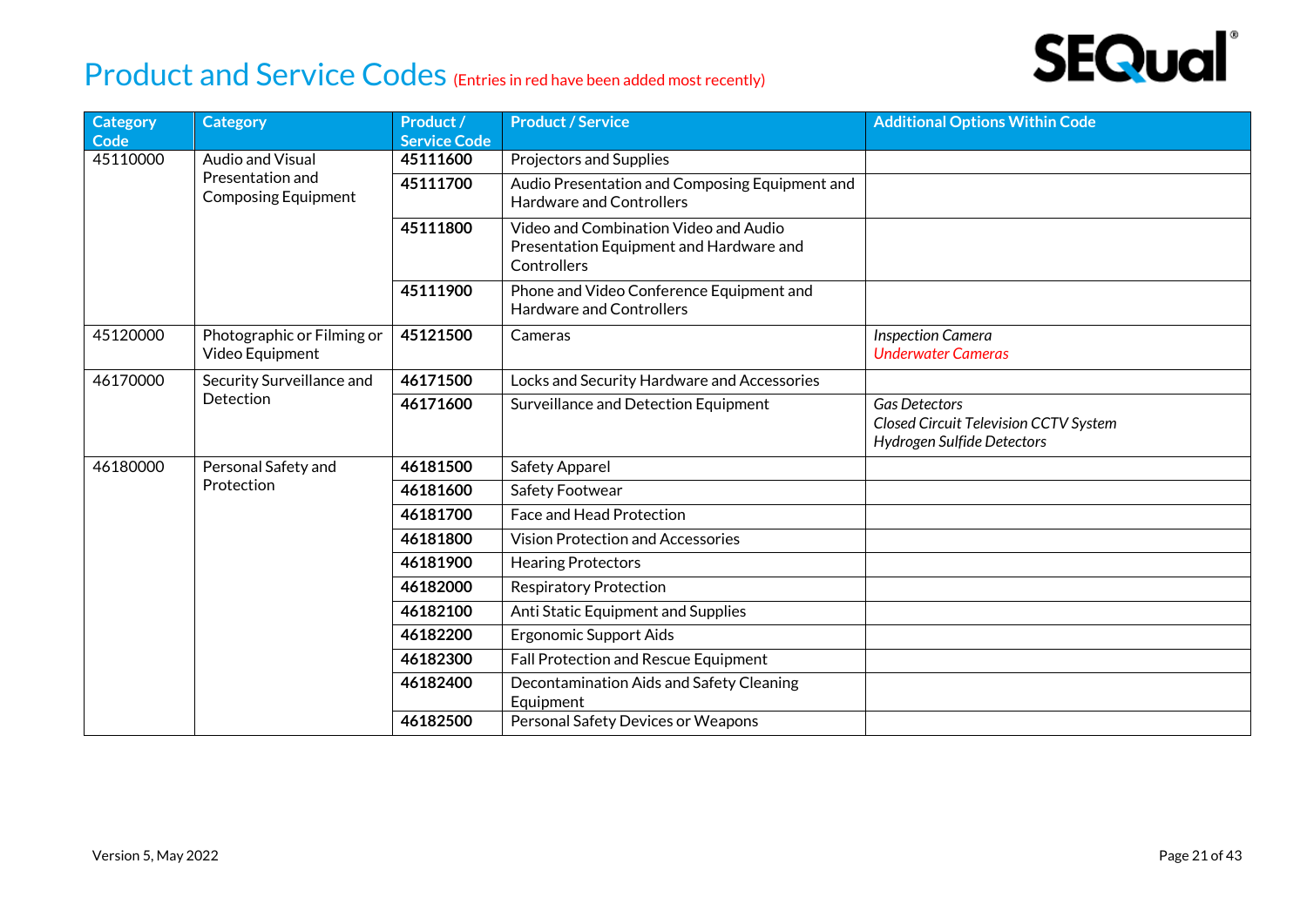# Product and Service Codes (Entries in red have been added most recently)

| Category Code | Category | Product / Service Code | Product / Service | Additional Options Within Code |
|---|---|---|---|---|
| 45110000 | Audio and Visual Presentation and Composing Equipment | **45111600** | Projectors and Supplies | |
| | | **45111700** | Audio Presentation and Composing Equipment and Hardware and Controllers | |
| | | **45111800** | Video and Combination Video and Audio Presentation Equipment and Hardware and Controllers | |
| | | **45111900** | Phone and Video Conference Equipment and Hardware and Controllers | |
| 45120000 | Photographic or Filming or Video Equipment | **45121500** | Cameras | *Inspection Camera*<br>*Underwater Cameras* |
| 46170000 | Security Surveillance and Detection | **46171500** | Locks and Security Hardware and Accessories | |
| | | **46171600** | Surveillance and Detection Equipment | *Gas Detectors*<br>*Closed Circuit Television CCTV System*<br>*Hydrogen Sulfide Detectors* |
| 46180000 | Personal Safety and Protection | **46181500** | Safety Apparel | |
| | | **46181600** | Safety Footwear | |
| | | **46181700** | Face and Head Protection | |
| | | **46181800** | Vision Protection and Accessories | |
| | | **46181900** | Hearing Protectors | |
| | | **46182000** | Respiratory Protection | |
| | | **46182100** | Anti Static Equipment and Supplies | |
| | | **46182200** | Ergonomic Support Aids | |
| | | **46182300** | Fall Protection and Rescue Equipment | |
| | | **46182400** | Decontamination Aids and Safety Cleaning Equipment | |
| | | **46182500** | Personal Safety Devices or Weapons | |

Version 5, May 2022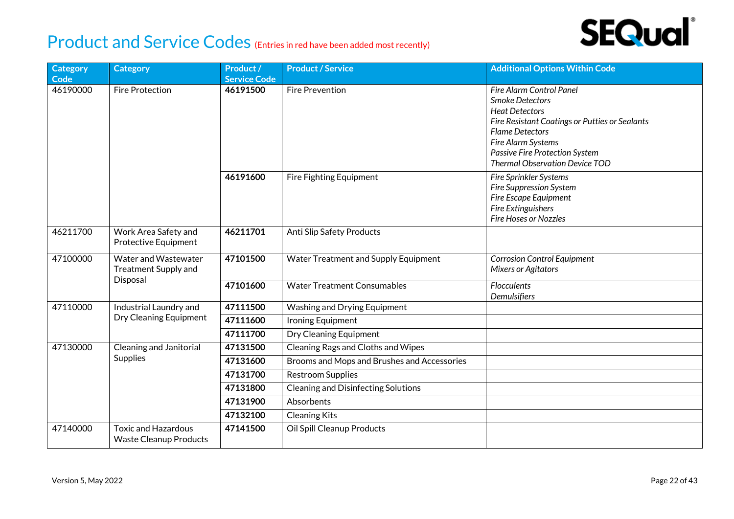# Product and Service Codes (Entries in red have been added most recently)

| Category Code | Category | Product / Service Code | Product / Service | Additional Options Within Code |
|---|---|---|---|---|
| 46190000 | Fire Protection | **46191500** | Fire Prevention | *Fire Alarm Control Panel*<br>*Smoke Detectors*<br>*Heat Detectors*<br>*Fire Resistant Coatings or Putties or Sealants*<br>*Flame Detectors*<br>*Fire Alarm Systems*<br>*Passive Fire Protection System*<br>*Thermal Observation Device TOD* |
| | | **46191600** | Fire Fighting Equipment | *Fire Sprinkler Systems*<br>*Fire Suppression System*<br>*Fire Escape Equipment*<br>*Fire Extinguishers*<br>*Fire Hoses or Nozzles* |
| 46211700 | Work Area Safety and Protective Equipment | **46211701** | Anti Slip Safety Products | |
| 47100000 | Water and Wastewater Treatment Supply and Disposal | **47101500** | Water Treatment and Supply Equipment | *Corrosion Control Equipment*<br>*Mixers or Agitators* |
| | | **47101600** | Water Treatment Consumables | *Flocculents*<br>*Demulsifiers* |
| 47110000 | Industrial Laundry and Dry Cleaning Equipment | **47111500** | Washing and Drying Equipment | |
| | | **47111600** | Ironing Equipment | |
| | | **47111700** | Dry Cleaning Equipment | |
| 47130000 | Cleaning and Janitorial Supplies | **47131500** | Cleaning Rags and Cloths and Wipes | |
| | | **47131600** | Brooms and Mops and Brushes and Accessories | |
| | | **47131700** | Restroom Supplies | |
| | | **47131800** | Cleaning and Disinfecting Solutions | |
| | | **47131900** | Absorbents | |
| | | **47132100** | Cleaning Kits | |
| 47140000 | Toxic and Hazardous Waste Cleanup Products | **47141500** | Oil Spill Cleanup Products | |

Version 5, May 2022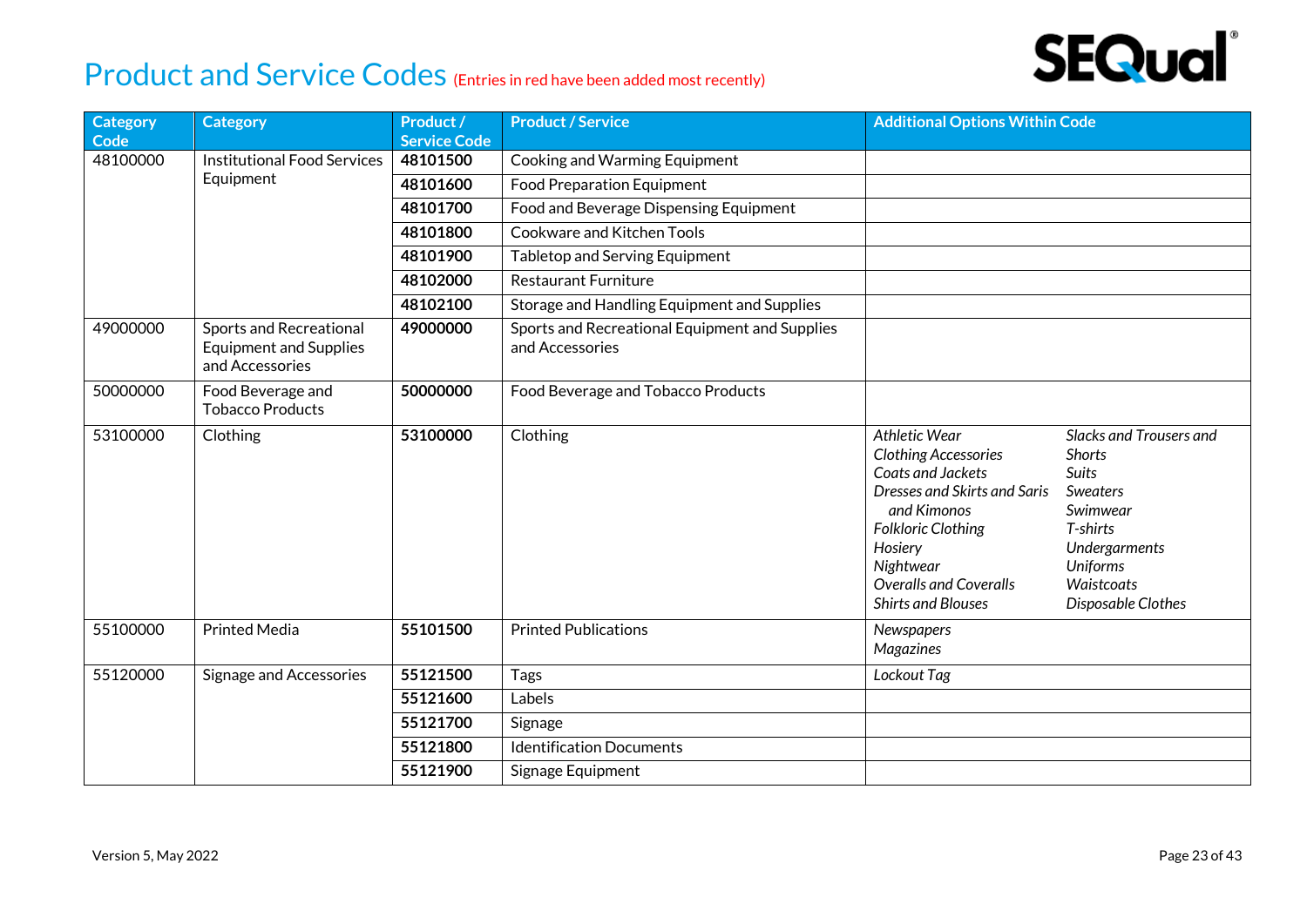# Product and Service Codes (Entries in red have been added most recently)

| Category Code | Category | Product / Service Code | Product / Service | Additional Options Within Code |
|---|---|---|---|---|
| 48100000 | Institutional Food Services Equipment | **48101500** | Cooking and Warming Equipment | |
| | | **48101600** | Food Preparation Equipment | |
| | | **48101700** | Food and Beverage Dispensing Equipment | |
| | | **48101800** | Cookware and Kitchen Tools | |
| | | **48101900** | Tabletop and Serving Equipment | |
| | | **48102000** | Restaurant Furniture | |
| | | **48102100** | Storage and Handling Equipment and Supplies | |
| 49000000 | Sports and Recreational Equipment and Supplies and Accessories | **49000000** | Sports and Recreational Equipment and Supplies and Accessories | |
| 50000000 | Food Beverage and Tobacco Products | **50000000** | Food Beverage and Tobacco Products | |
| 53100000 | Clothing | **53100000** | Clothing | *Athletic Wear*<br>*Clothing Accessories*<br>*Coats and Jackets*<br>*Dresses and Skirts and Saris and Kimonos*<br>*Folkloric Clothing*<br>*Hosiery*<br>*Nightwear*<br>*Overalls and Coveralls*<br>*Shirts and Blouses*<br>*Slacks and Trousers and Shorts*<br>*Suits*<br>*Sweaters*<br>*Swimwear*<br>*T-shirts*<br>*Undergarments*<br>*Uniforms*<br>*Waistcoats*<br>*Disposable Clothes* |
| 55100000 | Printed Media | **55101500** | Printed Publications | *Newspapers*<br>*Magazines* |
| 55120000 | Signage and Accessories | **55121500** | Tags | *Lockout Tag* |
| | | **55121600** | Labels | |
| | | **55121700** | Signage | |
| | | **55121800** | Identification Documents | |
| | | **55121900** | Signage Equipment | |

Version 5, May 2022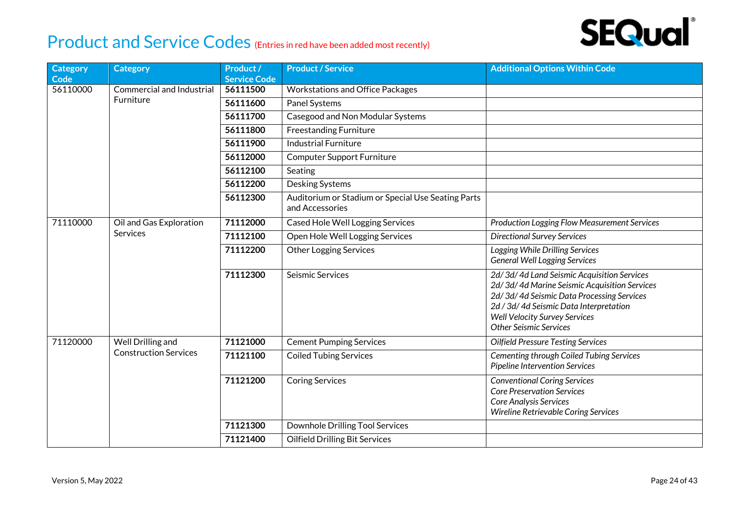# Product and Service Codes (Entries in red have been added most recently)

| Category Code | Category | Product / Service Code | Product / Service | Additional Options Within Code |
|---|---|---|---|---|
| 56110000 | Commercial and Industrial Furniture | **56111500** | Workstations and Office Packages | |
| | | **56111600** | Panel Systems | |
| | | **56111700** | Casegood and Non Modular Systems | |
| | | **56111800** | Freestanding Furniture | |
| | | **56111900** | Industrial Furniture | |
| | | **56112000** | Computer Support Furniture | |
| | | **56112100** | Seating | |
| | | **56112200** | Desking Systems | |
| | | **56112300** | Auditorium or Stadium or Special Use Seating Parts and Accessories | |
| 71110000 | Oil and Gas Exploration Services | **71112000** | Cased Hole Well Logging Services | *Production Logging Flow Measurement Services* |
| | | **71112100** | Open Hole Well Logging Services | *Directional Survey Services* |
| | | **71112200** | Other Logging Services | *Logging While Drilling Services*<br>*General Well Logging Services* |
| | | **71112300** | Seismic Services | *2d/ 3d/ 4d Land Seismic Acquisition Services*<br>*2d/ 3d/ 4d Marine Seismic Acquisition Services*<br>*2d/ 3d/ 4d Seismic Data Processing Services*<br>*2d / 3d/ 4d Seismic Data Interpretation*<br>*Well Velocity Survey Services*<br>*Other Seismic Services* |
| 71120000 | Well Drilling and Construction Services | **71121000** | Cement Pumping Services | *Oilfield Pressure Testing Services* |
| | | **71121100** | Coiled Tubing Services | *Cementing through Coiled Tubing Services*<br>*Pipeline Intervention Services* |
| | | **71121200** | Coring Services | *Conventional Coring Services*<br>*Core Preservation Services*<br>*Core Analysis Services*<br>*Wireline Retrievable Coring Services* |
| | | **71121300** | Downhole Drilling Tool Services | |
| | | **71121400** | Oilfield Drilling Bit Services | |

Version 5, May 2022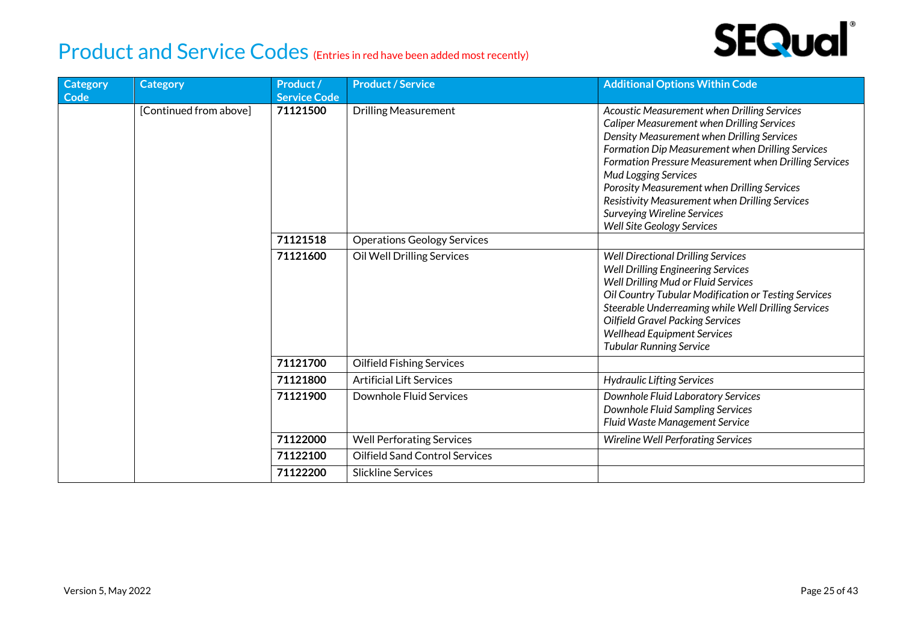# Product and Service Codes (Entries in red have been added most recently)

| Category Code | Category | Product / Service Code | Product / Service | Additional Options Within Code |
|---|---|---|---|---|
| | [Continued from above] | **71121500** | Drilling Measurement | *Acoustic Measurement when Drilling Services*<br>*Caliper Measurement when Drilling Services*<br>*Density Measurement when Drilling Services*<br>*Formation Dip Measurement when Drilling Services*<br>*Formation Pressure Measurement when Drilling Services*<br>*Mud Logging Services*<br>*Porosity Measurement when Drilling Services*<br>*Resistivity Measurement when Drilling Services*<br>*Surveying Wireline Services*<br>*Well Site Geology Services* |
| | | **71121518** | Operations Geology Services | |
| | | **71121600** | Oil Well Drilling Services | *Well Directional Drilling Services*<br>*Well Drilling Engineering Services*<br>*Well Drilling Mud or Fluid Services*<br>*Oil Country Tubular Modification or Testing Services*<br>*Steerable Underreaming while Well Drilling Services*<br>*Oilfield Gravel Packing Services*<br>*Wellhead Equipment Services*<br>*Tubular Running Service* |
| | | **71121700** | Oilfield Fishing Services | |
| | | **71121800** | Artificial Lift Services | *Hydraulic Lifting Services* |
| | | **71121900** | Downhole Fluid Services | *Downhole Fluid Laboratory Services*<br>*Downhole Fluid Sampling Services*<br>*Fluid Waste Management Service* |
| | | **71122000** | Well Perforating Services | *Wireline Well Perforating Services* |
| | | **71122100** | Oilfield Sand Control Services | |
| | | **71122200** | Slickline Services | |

Version 5, May 2022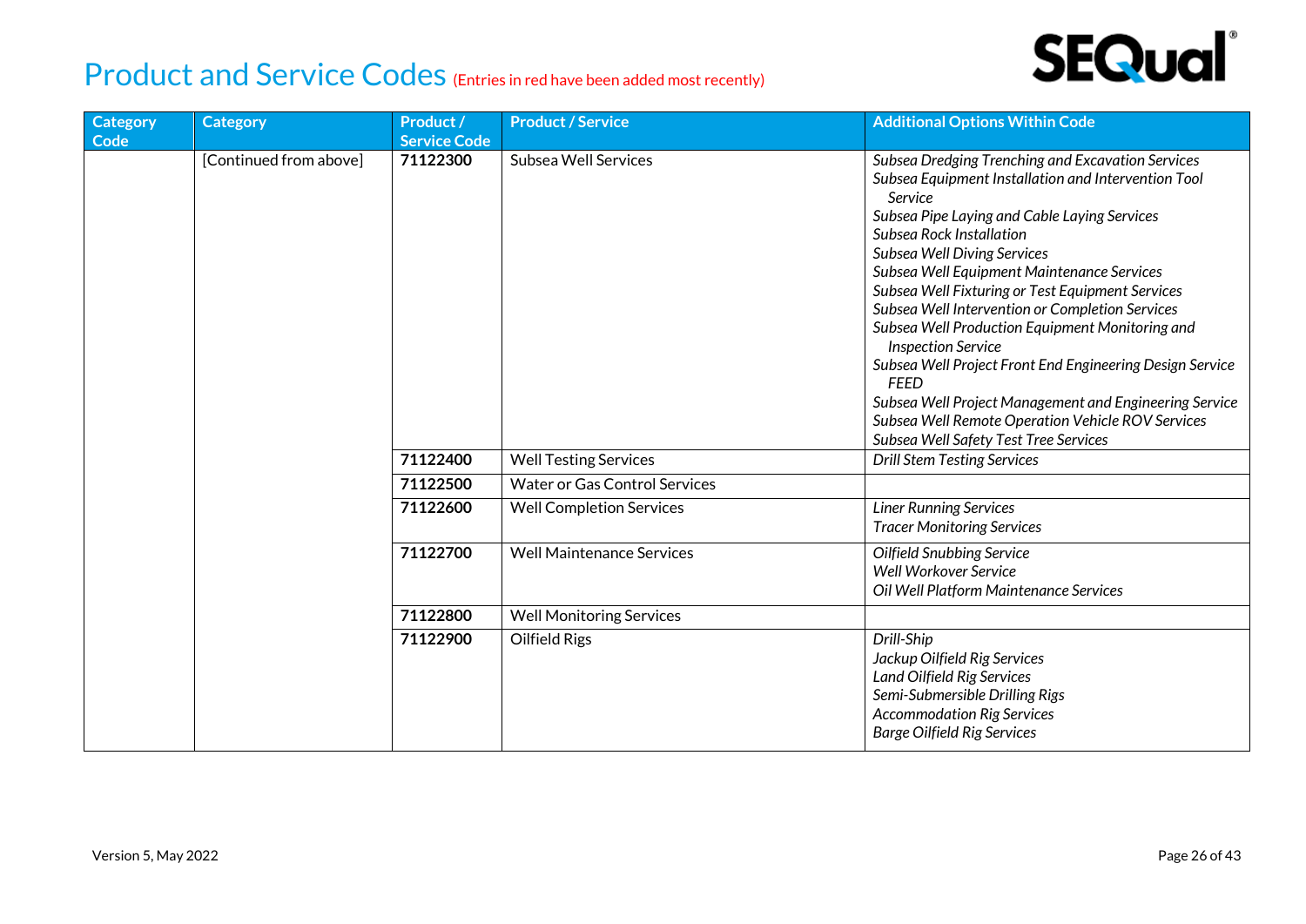# Product and Service Codes (Entries in red have been added most recently)

| Category Code | Category | Product / Service Code | Product / Service | Additional Options Within Code |
|---|---|---|---|---|
| | [Continued from above] | **71122300** | Subsea Well Services | *Subsea Dredging Trenching and Excavation Services*<br>*Subsea Equipment Installation and Intervention Tool Service*<br>*Subsea Pipe Laying and Cable Laying Services*<br>*Subsea Rock Installation*<br>*Subsea Well Diving Services*<br>*Subsea Well Equipment Maintenance Services*<br>*Subsea Well Fixturing or Test Equipment Services*<br>*Subsea Well Intervention or Completion Services*<br>*Subsea Well Production Equipment Monitoring and Inspection Service*<br>*Subsea Well Project Front End Engineering Design Service FEED*<br>*Subsea Well Project Management and Engineering Service*<br>*Subsea Well Remote Operation Vehicle ROV Services*<br>*Subsea Well Safety Test Tree Services* |
| | | **71122400** | Well Testing Services | *Drill Stem Testing Services* |
| | | **71122500** | Water or Gas Control Services | |
| | | **71122600** | Well Completion Services | *Liner Running Services*<br>*Tracer Monitoring Services* |
| | | **71122700** | Well Maintenance Services | *Oilfield Snubbing Service*<br>*Well Workover Service*<br>*Oil Well Platform Maintenance Services* |
| | | **71122800** | Well Monitoring Services | |
| | | **71122900** | Oilfield Rigs | *Drill-Ship*<br>*Jackup Oilfield Rig Services*<br>*Land Oilfield Rig Services*<br>*Semi-Submersible Drilling Rigs*<br>*Accommodation Rig Services*<br>*Barge Oilfield Rig Services* |

Version 5, May 2022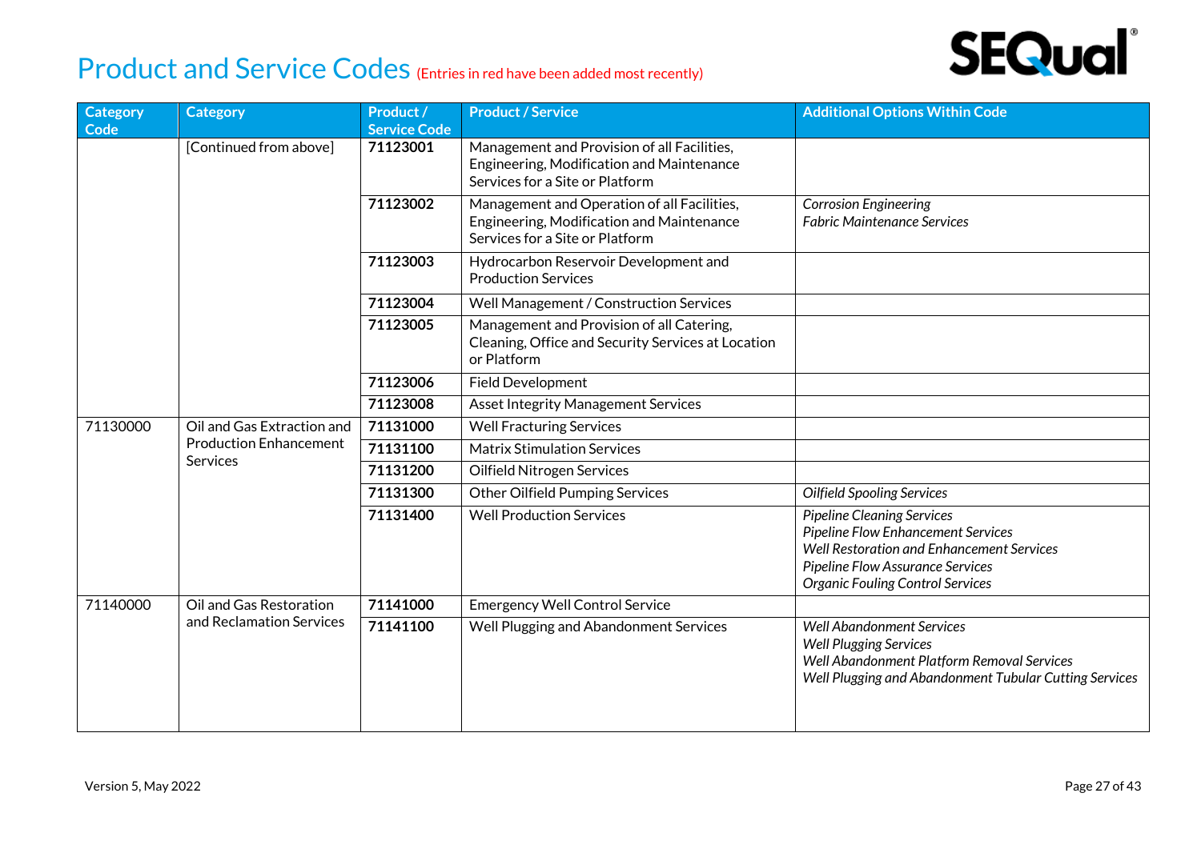# Product and Service Codes (Entries in red have been added most recently)

| Category Code | Category | Product / Service Code | Product / Service | Additional Options Within Code |
|---|---|---|---|---|
| | [Continued from above] | **71123001** | Management and Provision of all Facilities, Engineering, Modification and Maintenance Services for a Site or Platform | |
| | | **71123002** | Management and Operation of all Facilities, Engineering, Modification and Maintenance Services for a Site or Platform | *Corrosion Engineering*<br>*Fabric Maintenance Services* |
| | | **71123003** | Hydrocarbon Reservoir Development and Production Services | |
| | | **71123004** | Well Management / Construction Services | |
| | | **71123005** | Management and Provision of all Catering, Cleaning, Office and Security Services at Location or Platform | |
| | | **71123006** | Field Development | |
| | | **71123008** | Asset Integrity Management Services | |
| 71130000 | Oil and Gas Extraction and Production Enhancement Services | **71131000** | Well Fracturing Services | |
| | | **71131100** | Matrix Stimulation Services | |
| | | **71131200** | Oilfield Nitrogen Services | |
| | | **71131300** | Other Oilfield Pumping Services | *Oilfield Spooling Services* |
| | | **71131400** | Well Production Services | *Pipeline Cleaning Services*<br>*Pipeline Flow Enhancement Services*<br>*Well Restoration and Enhancement Services*<br>*Pipeline Flow Assurance Services*<br>*Organic Fouling Control Services* |
| 71140000 | Oil and Gas Restoration and Reclamation Services | **71141000** | Emergency Well Control Service | |
| | | **71141100** | Well Plugging and Abandonment Services | *Well Abandonment Services*<br>*Well Plugging Services*<br>*Well Abandonment Platform Removal Services*<br>*Well Plugging and Abandonment Tubular Cutting Services* |

Version 5, May 2022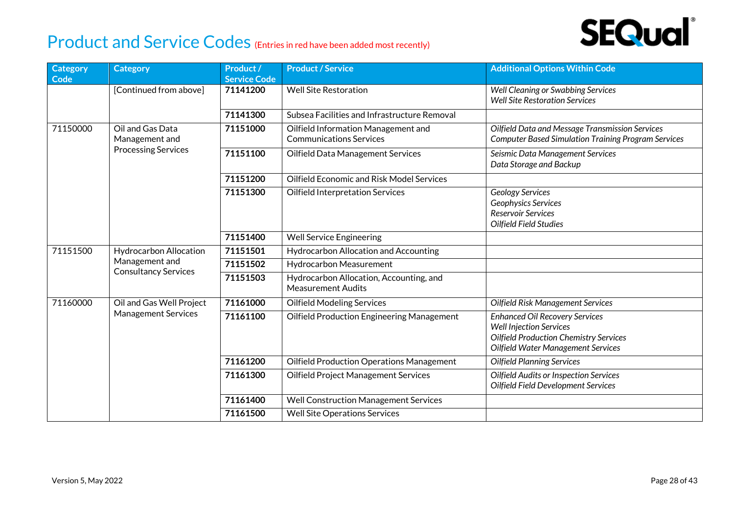# Product and Service Codes (Entries in red have been added most recently)

| Category Code | Category | Product / Service Code | Product / Service | Additional Options Within Code |
|---|---|---|---|---|
| | [Continued from above] | **71141200** | Well Site Restoration | *Well Cleaning or Swabbing Services*<br>*Well Site Restoration Services* |
| | | **71141300** | Subsea Facilities and Infrastructure Removal | |
| 71150000 | Oil and Gas Data Management and Processing Services | **71151000** | Oilfield Information Management and Communications Services | *Oilfield Data and Message Transmission Services*<br>*Computer Based Simulation Training Program Services* |
| | | **71151100** | Oilfield Data Management Services | *Seismic Data Management Services*<br>*Data Storage and Backup* |
| | | **71151200** | Oilfield Economic and Risk Model Services | |
| | | **71151300** | Oilfield Interpretation Services | *Geology Services*<br>*Geophysics Services*<br>*Reservoir Services*<br>*Oilfield Field Studies* |
| | | **71151400** | Well Service Engineering | |
| 71151500 | Hydrocarbon Allocation Management and Consultancy Services | **71151501** | Hydrocarbon Allocation and Accounting | |
| | | **71151502** | Hydrocarbon Measurement | |
| | | **71151503** | Hydrocarbon Allocation, Accounting, and Measurement Audits | |
| 71160000 | Oil and Gas Well Project Management Services | **71161000** | Oilfield Modeling Services | *Oilfield Risk Management Services* |
| | | **71161100** | Oilfield Production Engineering Management | *Enhanced Oil Recovery Services*<br>*Well Injection Services*<br>*Oilfield Production Chemistry Services*<br>*Oilfield Water Management Services* |
| | | **71161200** | Oilfield Production Operations Management | *Oilfield Planning Services* |
| | | **71161300** | Oilfield Project Management Services | *Oilfield Audits or Inspection Services*<br>*Oilfield Field Development Services* |
| | | **71161400** | Well Construction Management Services | |
| | | **71161500** | Well Site Operations Services | |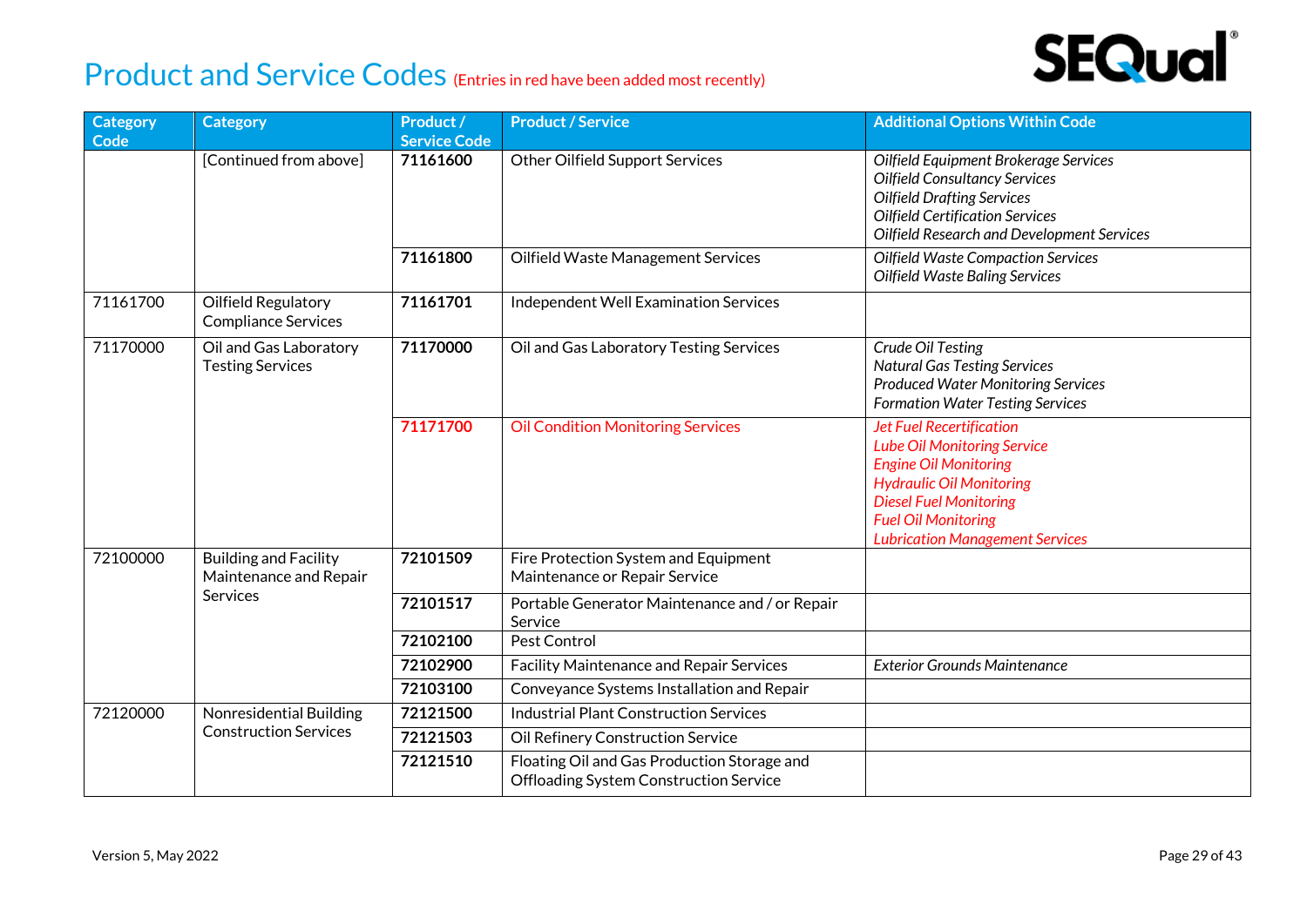# Product and Service Codes (Entries in red have been added most recently)

| Category Code | Category | Product / Service Code | Product / Service | Additional Options Within Code |
|---|---|---|---|---|
| | [Continued from above] | **71161600** | Other Oilfield Support Services | *Oilfield Equipment Brokerage Services*<br>*Oilfield Consultancy Services*<br>*Oilfield Drafting Services*<br>*Oilfield Certification Services*<br>*Oilfield Research and Development Services* |
| | | **71161800** | Oilfield Waste Management Services | *Oilfield Waste Compaction Services*<br>*Oilfield Waste Baling Services* |
| 71161700 | Oilfield Regulatory Compliance Services | **71161701** | Independent Well Examination Services | |
| 71170000 | Oil and Gas Laboratory Testing Services | **71170000** | Oil and Gas Laboratory Testing Services | *Crude Oil Testing*<br>*Natural Gas Testing Services*<br>*Produced Water Monitoring Services*<br>*Formation Water Testing Services* |
| | | **71171700** | Oil Condition Monitoring Services | *Jet Fuel Recertification*<br>*Lube Oil Monitoring Service*<br>*Engine Oil Monitoring*<br>*Hydraulic Oil Monitoring*<br>*Diesel Fuel Monitoring*<br>*Fuel Oil Monitoring*<br>*Lubrication Management Services* |
| 72100000 | Building and Facility Maintenance and Repair Services | **72101509** | Fire Protection System and Equipment Maintenance or Repair Service | |
| | | **72101517** | Portable Generator Maintenance and / or Repair Service | |
| | | **72102100** | Pest Control | |
| | | **72102900** | Facility Maintenance and Repair Services | *Exterior Grounds Maintenance* |
| | | **72103100** | Conveyance Systems Installation and Repair | |
| 72120000 | Nonresidential Building Construction Services | **72121500** | Industrial Plant Construction Services | |
| | | **72121503** | Oil Refinery Construction Service | |
| | | **72121510** | Floating Oil and Gas Production Storage and Offloading System Construction Service | |

Version 5, May 2022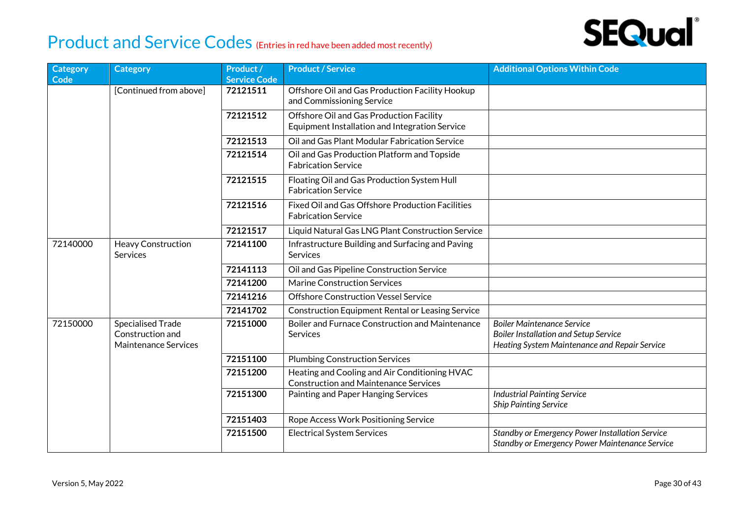# Product and Service Codes (Entries in red have been added most recently)

| Category Code | Category | Product / Service Code | Product / Service | Additional Options Within Code |
|---|---|---|---|---|
| | [Continued from above] | **72121511** | Offshore Oil and Gas Production Facility Hookup and Commissioning Service | |
| | | **72121512** | Offshore Oil and Gas Production Facility Equipment Installation and Integration Service | |
| | | **72121513** | Oil and Gas Plant Modular Fabrication Service | |
| | | **72121514** | Oil and Gas Production Platform and Topside Fabrication Service | |
| | | **72121515** | Floating Oil and Gas Production System Hull Fabrication Service | |
| | | **72121516** | Fixed Oil and Gas Offshore Production Facilities Fabrication Service | |
| | | **72121517** | Liquid Natural Gas LNG Plant Construction Service | |
| 72140000 | Heavy Construction Services | **72141100** | Infrastructure Building and Surfacing and Paving Services | |
| | | **72141113** | Oil and Gas Pipeline Construction Service | |
| | | **72141200** | Marine Construction Services | |
| | | **72141216** | Offshore Construction Vessel Service | |
| | | **72141702** | Construction Equipment Rental or Leasing Service | |
| 72150000 | Specialised Trade Construction and Maintenance Services | **72151000** | Boiler and Furnace Construction and Maintenance Services | *Boiler Maintenance Service*<br>*Boiler Installation and Setup Service*<br>*Heating System Maintenance and Repair Service* |
| | | **72151100** | Plumbing Construction Services | |
| | | **72151200** | Heating and Cooling and Air Conditioning HVAC Construction and Maintenance Services | |
| | | **72151300** | Painting and Paper Hanging Services | *Industrial Painting Service*<br>*Ship Painting Service* |
| | | **72151403** | Rope Access Work Positioning Service | |
| | | **72151500** | Electrical System Services | *Standby or Emergency Power Installation Service*<br>*Standby or Emergency Power Maintenance Service* |

Version 5, May 2022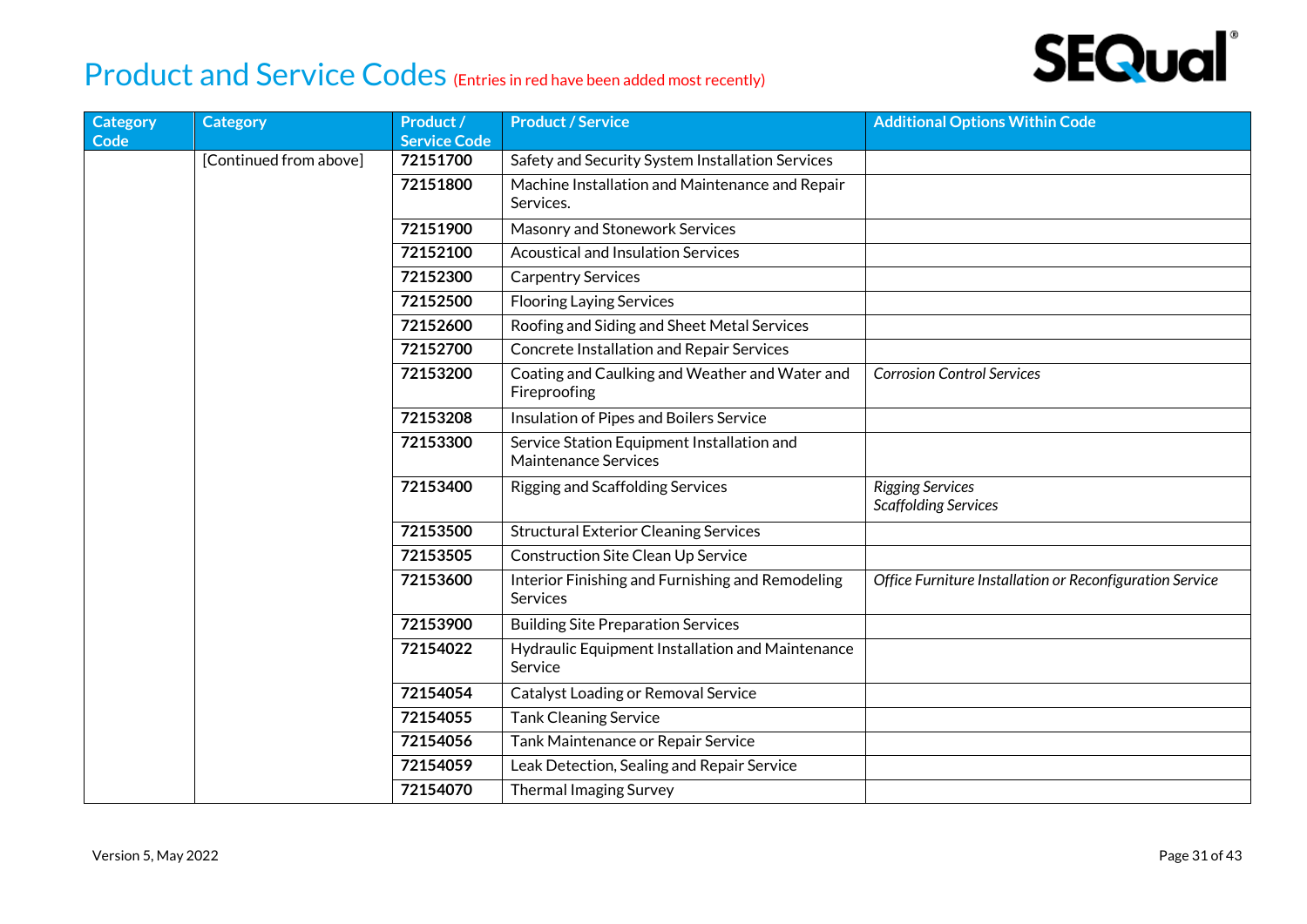# Product and Service Codes (Entries in red have been added most recently)

| Category Code | Category | Product / Service Code | Product / Service | Additional Options Within Code |
|---|---|---|---|---|
| | [Continued from above] | **72151700** | Safety and Security System Installation Services | |
| | | **72151800** | Machine Installation and Maintenance and Repair Services. | |
| | | **72151900** | Masonry and Stonework Services | |
| | | **72152100** | Acoustical and Insulation Services | |
| | | **72152300** | Carpentry Services | |
| | | **72152500** | Flooring Laying Services | |
| | | **72152600** | Roofing and Siding and Sheet Metal Services | |
| | | **72152700** | Concrete Installation and Repair Services | |
| | | **72153200** | Coating and Caulking and Weather and Water and Fireproofing | *Corrosion Control Services* |
| | | **72153208** | Insulation of Pipes and Boilers Service | |
| | | **72153300** | Service Station Equipment Installation and Maintenance Services | |
| | | **72153400** | Rigging and Scaffolding Services | *Rigging Services*<br>*Scaffolding Services* |
| | | **72153500** | Structural Exterior Cleaning Services | |
| | | **72153505** | Construction Site Clean Up Service | |
| | | **72153600** | Interior Finishing and Furnishing and Remodeling Services | *Office Furniture Installation or Reconfiguration Service* |
| | | **72153900** | Building Site Preparation Services | |
| | | **72154022** | Hydraulic Equipment Installation and Maintenance Service | |
| | | **72154054** | Catalyst Loading or Removal Service | |
| | | **72154055** | Tank Cleaning Service | |
| | | **72154056** | Tank Maintenance or Repair Service | |
| | | **72154059** | Leak Detection, Sealing and Repair Service | |
| | | **72154070** | Thermal Imaging Survey | |

Version 5, May 2022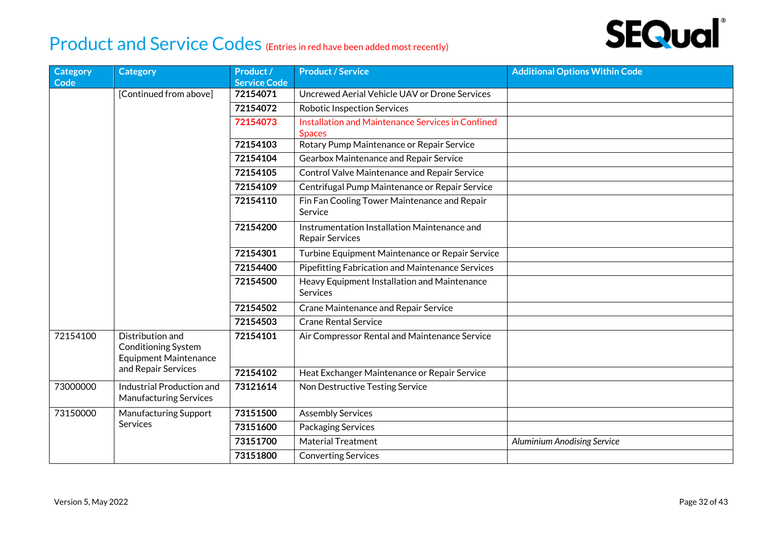# Product and Service Codes (Entries in red have been added most recently)

| Category Code | Category | Product / Service Code | Product / Service | Additional Options Within Code |
|---|---|---|---|---|
| | [Continued from above] | **72154071** | Uncrewed Aerial Vehicle UAV or Drone Services | |
| | | **72154072** | Robotic Inspection Services | |
| | | **72154073** | Installation and Maintenance Services in Confined Spaces | |
| | | **72154103** | Rotary Pump Maintenance or Repair Service | |
| | | **72154104** | Gearbox Maintenance and Repair Service | |
| | | **72154105** | Control Valve Maintenance and Repair Service | |
| | | **72154109** | Centrifugal Pump Maintenance or Repair Service | |
| | | **72154110** | Fin Fan Cooling Tower Maintenance and Repair Service | |
| | | **72154200** | Instrumentation Installation Maintenance and Repair Services | |
| | | **72154301** | Turbine Equipment Maintenance or Repair Service | |
| | | **72154400** | Pipefitting Fabrication and Maintenance Services | |
| | | **72154500** | Heavy Equipment Installation and Maintenance Services | |
| | | **72154502** | Crane Maintenance and Repair Service | |
| | | **72154503** | Crane Rental Service | |
| 72154100 | Distribution and Conditioning System Equipment Maintenance and Repair Services | **72154101** | Air Compressor Rental and Maintenance Service | |
| | | **72154102** | Heat Exchanger Maintenance or Repair Service | |
| 73000000 | Industrial Production and Manufacturing Services | **73121614** | Non Destructive Testing Service | |
| 73150000 | Manufacturing Support Services | **73151500** | Assembly Services | |
| | | **73151600** | Packaging Services | |
| | | **73151700** | Material Treatment | *Aluminium Anodising Service* |
| | | **73151800** | Converting Services | |

Version 5, May 2022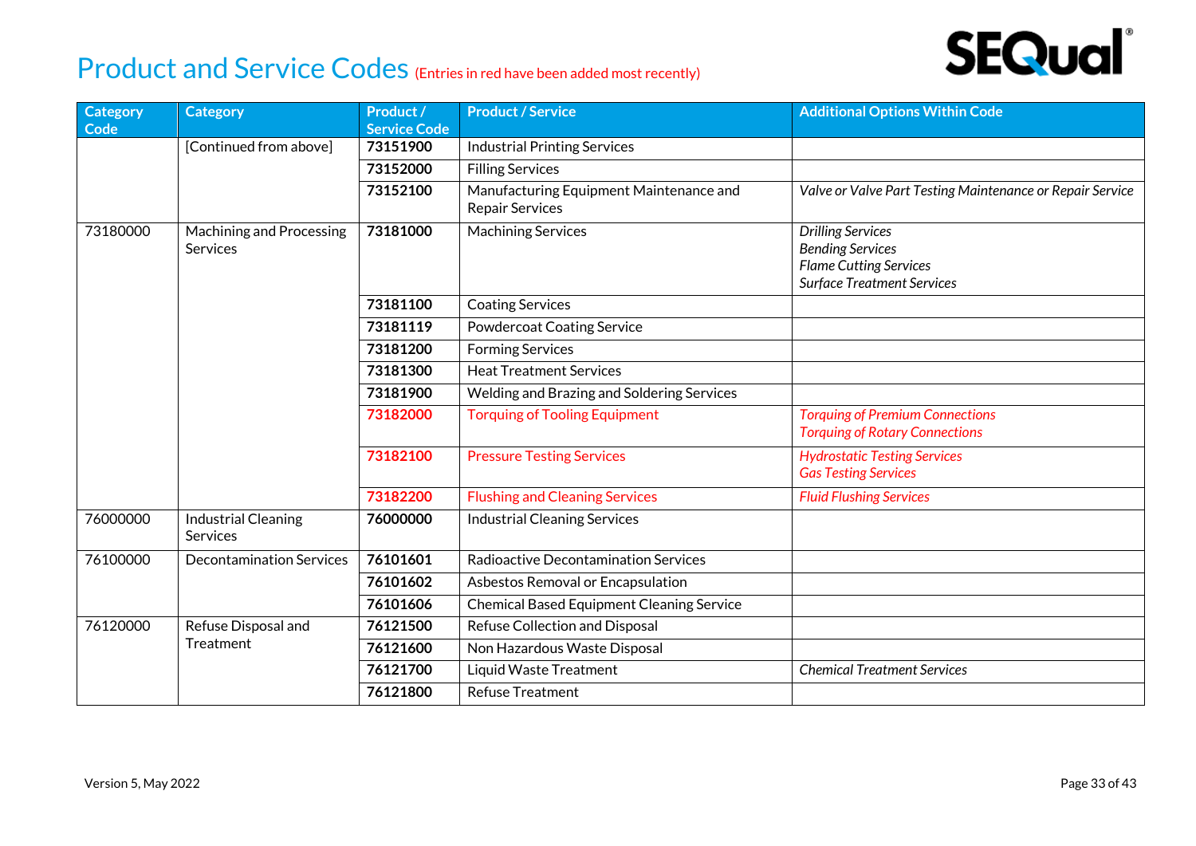# Product and Service Codes (Entries in red have been added most recently)

| Category Code | Category | Product / Service Code | Product / Service | Additional Options Within Code |
|---|---|---|---|---|
| | [Continued from above] | **73151900** | Industrial Printing Services | |
| | | **73152000** | Filling Services | |
| | | **73152100** | Manufacturing Equipment Maintenance and Repair Services | *Valve or Valve Part Testing Maintenance or Repair Service* |
| 73180000 | Machining and Processing Services | **73181000** | Machining Services | *Drilling Services*<br>*Bending Services*<br>*Flame Cutting Services*<br>*Surface Treatment Services* |
| | | **73181100** | Coating Services | |
| | | **73181119** | Powdercoat Coating Service | |
| | | **73181200** | Forming Services | |
| | | **73181300** | Heat Treatment Services | |
| | | **73181900** | Welding and Brazing and Soldering Services | |
| | | **73182000** | Torquing of Tooling Equipment | *Torquing of Premium Connections*<br>*Torquing of Rotary Connections* |
| | | **73182100** | Pressure Testing Services | *Hydrostatic Testing Services*<br>*Gas Testing Services* |
| | | **73182200** | Flushing and Cleaning Services | *Fluid Flushing Services* |
| 76000000 | Industrial Cleaning Services | **76000000** | Industrial Cleaning Services | |
| 76100000 | Decontamination Services | **76101601** | Radioactive Decontamination Services | |
| | | **76101602** | Asbestos Removal or Encapsulation | |
| | | **76101606** | Chemical Based Equipment Cleaning Service | |
| 76120000 | Refuse Disposal and Treatment | **76121500** | Refuse Collection and Disposal | |
| | | **76121600** | Non Hazardous Waste Disposal | |
| | | **76121700** | Liquid Waste Treatment | *Chemical Treatment Services* |
| | | **76121800** | Refuse Treatment | |

Version 5, May 2022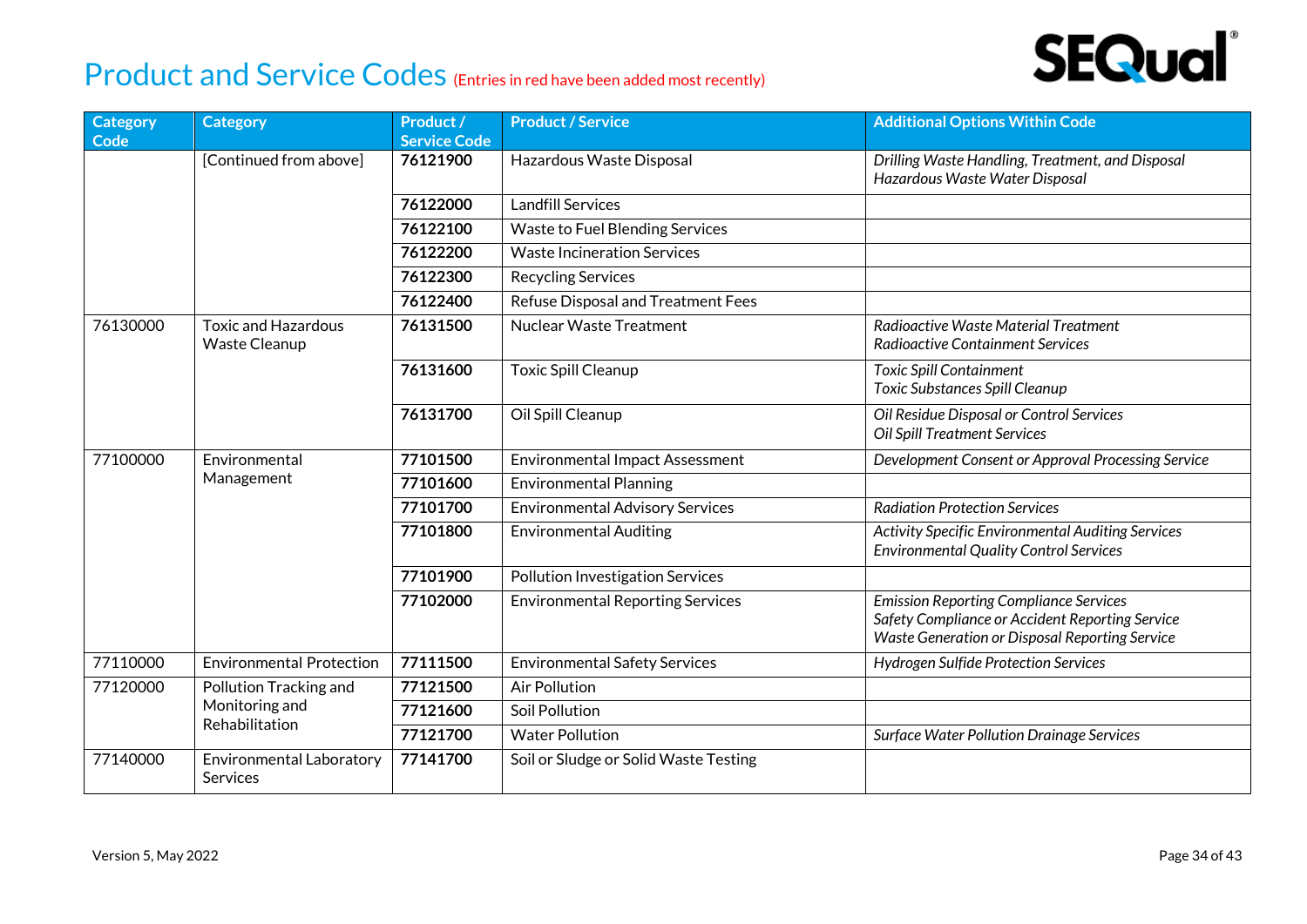# Product and Service Codes (Entries in red have been added most recently)

| Category Code | Category | Product / Service Code | Product / Service | Additional Options Within Code |
|---|---|---|---|---|
| | [Continued from above] | **76121900** | Hazardous Waste Disposal | *Drilling Waste Handling, Treatment, and Disposal*<br>*Hazardous Waste Water Disposal* |
| | | **76122000** | Landfill Services | |
| | | **76122100** | Waste to Fuel Blending Services | |
| | | **76122200** | Waste Incineration Services | |
| | | **76122300** | Recycling Services | |
| | | **76122400** | Refuse Disposal and Treatment Fees | |
| 76130000 | Toxic and Hazardous Waste Cleanup | **76131500** | Nuclear Waste Treatment | *Radioactive Waste Material Treatment*<br>*Radioactive Containment Services* |
| | | **76131600** | Toxic Spill Cleanup | *Toxic Spill Containment*<br>*Toxic Substances Spill Cleanup* |
| | | **76131700** | Oil Spill Cleanup | *Oil Residue Disposal or Control Services*<br>*Oil Spill Treatment Services* |
| 77100000 | Environmental Management | **77101500** | Environmental Impact Assessment | *Development Consent or Approval Processing Service* |
| | | **77101600** | Environmental Planning | |
| | | **77101700** | Environmental Advisory Services | *Radiation Protection Services* |
| | | **77101800** | Environmental Auditing | *Activity Specific Environmental Auditing Services*<br>*Environmental Quality Control Services* |
| | | **77101900** | Pollution Investigation Services | |
| | | **77102000** | Environmental Reporting Services | *Emission Reporting Compliance Services*<br>*Safety Compliance or Accident Reporting Service*<br>*Waste Generation or Disposal Reporting Service* |
| 77110000 | Environmental Protection | **77111500** | Environmental Safety Services | *Hydrogen Sulfide Protection Services* |
| 77120000 | Pollution Tracking and Monitoring and Rehabilitation | **77121500** | Air Pollution | |
| | | **77121600** | Soil Pollution | |
| | | **77121700** | Water Pollution | *Surface Water Pollution Drainage Services* |
| 77140000 | Environmental Laboratory Services | **77141700** | Soil or Sludge or Solid Waste Testing | |

Version 5, May 2022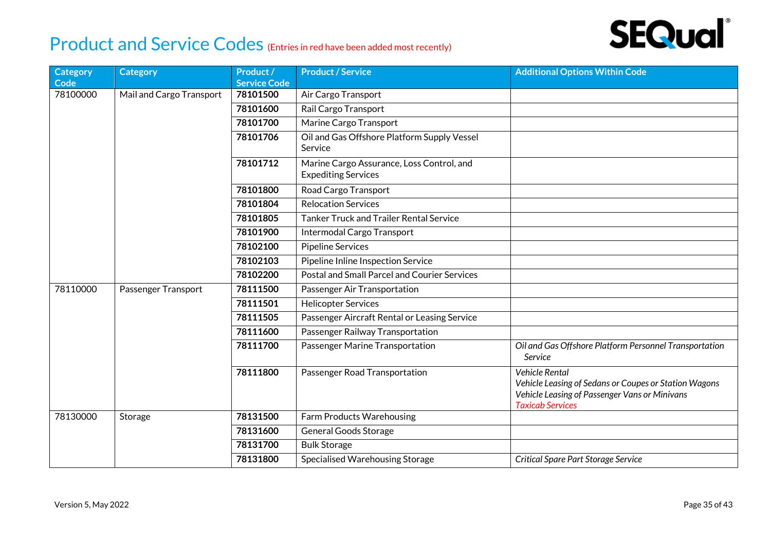# Product and Service Codes (Entries in red have been added most recently)

| Category Code | Category | Product / Service Code | Product / Service | Additional Options Within Code |
|---|---|---|---|---|
| 78100000 | Mail and Cargo Transport | **78101500** | Air Cargo Transport | |
| | | **78101600** | Rail Cargo Transport | |
| | | **78101700** | Marine Cargo Transport | |
| | | **78101706** | Oil and Gas Offshore Platform Supply Vessel Service | |
| | | **78101712** | Marine Cargo Assurance, Loss Control, and Expediting Services | |
| | | **78101800** | Road Cargo Transport | |
| | | **78101804** | Relocation Services | |
| | | **78101805** | Tanker Truck and Trailer Rental Service | |
| | | **78101900** | Intermodal Cargo Transport | |
| | | **78102100** | Pipeline Services | |
| | | **78102103** | Pipeline Inline Inspection Service | |
| | | **78102200** | Postal and Small Parcel and Courier Services | |
| 78110000 | Passenger Transport | **78111500** | Passenger Air Transportation | |
| | | **78111501** | Helicopter Services | |
| | | **78111505** | Passenger Aircraft Rental or Leasing Service | |
| | | **78111600** | Passenger Railway Transportation | |
| | | **78111700** | Passenger Marine Transportation | *Oil and Gas Offshore Platform Personnel Transportation Service* |
| | | **78111800** | Passenger Road Transportation | *Vehicle Rental*<br>*Vehicle Leasing of Sedans or Coupes or Station Wagons*<br>*Vehicle Leasing of Passenger Vans or Minivans*<br>*Taxicab Services* |
| 78130000 | Storage | **78131500** | Farm Products Warehousing | |
| | | **78131600** | General Goods Storage | |
| | | **78131700** | Bulk Storage | |
| | | **78131800** | Specialised Warehousing Storage | *Critical Spare Part Storage Service* |

Version 5, May 2022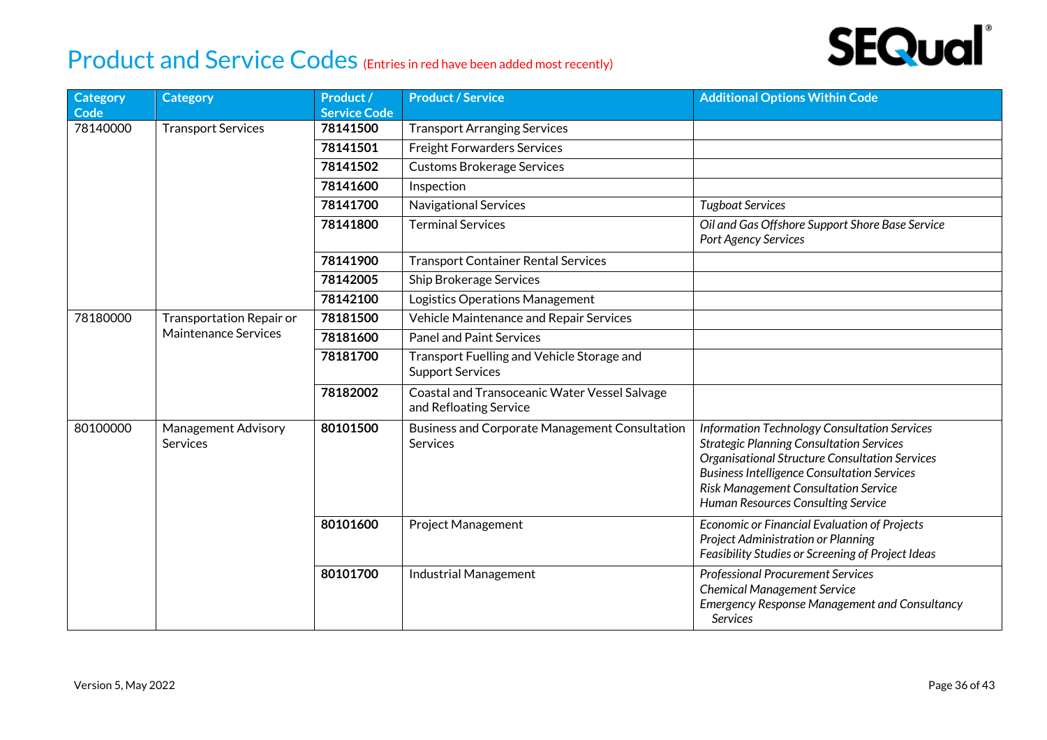# Product and Service Codes (Entries in red have been added most recently)

| Category Code | Category | Product / Service Code | Product / Service | Additional Options Within Code |
|---|---|---|---|---|
| 78140000 | Transport Services | **78141500** | Transport Arranging Services | |
| | | **78141501** | Freight Forwarders Services | |
| | | **78141502** | Customs Brokerage Services | |
| | | **78141600** | Inspection | |
| | | **78141700** | Navigational Services | *Tugboat Services* |
| | | **78141800** | Terminal Services | *Oil and Gas Offshore Support Shore Base Service*<br>*Port Agency Services* |
| | | **78141900** | Transport Container Rental Services | |
| | | **78142005** | Ship Brokerage Services | |
| | | **78142100** | Logistics Operations Management | |
| 78180000 | Transportation Repair or Maintenance Services | **78181500** | Vehicle Maintenance and Repair Services | |
| | | **78181600** | Panel and Paint Services | |
| | | **78181700** | Transport Fuelling and Vehicle Storage and Support Services | |
| | | **78182002** | Coastal and Transoceanic Water Vessel Salvage and Refloating Service | |
| 80100000 | Management Advisory Services | **80101500** | Business and Corporate Management Consultation Services | *Information Technology Consultation Services*<br>*Strategic Planning Consultation Services*<br>*Organisational Structure Consultation Services*<br>*Business Intelligence Consultation Services*<br>*Risk Management Consultation Service*<br>*Human Resources Consulting Service* |
| | | **80101600** | Project Management | *Economic or Financial Evaluation of Projects*<br>*Project Administration or Planning*<br>*Feasibility Studies or Screening of Project Ideas* |
| | | **80101700** | Industrial Management | *Professional Procurement Services*<br>*Chemical Management Service*<br>*Emergency Response Management and Consultancy Services* |

Version 5, May 2022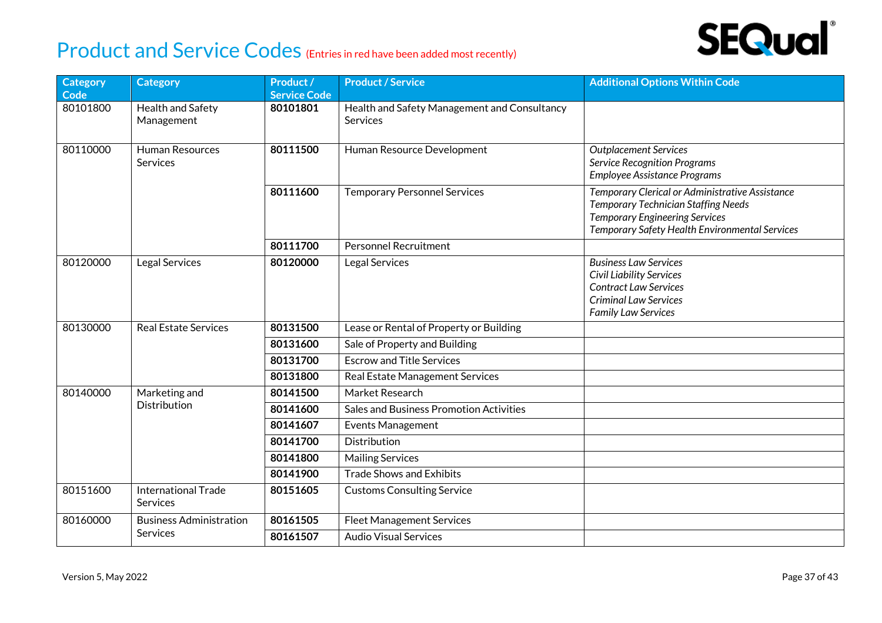# Product and Service Codes (Entries in red have been added most recently)

| Category Code | Category | Product / Service Code | Product / Service | Additional Options Within Code |
|---|---|---|---|---|
| 80101800 | Health and Safety Management | **80101801** | Health and Safety Management and Consultancy Services | |
| 80110000 | Human Resources Services | **80111500** | Human Resource Development | *Outplacement Services*<br>*Service Recognition Programs*<br>*Employee Assistance Programs* |
| | | **80111600** | Temporary Personnel Services | *Temporary Clerical or Administrative Assistance*<br>*Temporary Technician Staffing Needs*<br>*Temporary Engineering Services*<br>*Temporary Safety Health Environmental Services* |
| | | **80111700** | Personnel Recruitment | |
| 80120000 | Legal Services | **80120000** | Legal Services | *Business Law Services*<br>*Civil Liability Services*<br>*Contract Law Services*<br>*Criminal Law Services*<br>*Family Law Services* |
| 80130000 | Real Estate Services | **80131500** | Lease or Rental of Property or Building | |
| | | **80131600** | Sale of Property and Building | |
| | | **80131700** | Escrow and Title Services | |
| | | **80131800** | Real Estate Management Services | |
| 80140000 | Marketing and Distribution | **80141500** | Market Research | |
| | | **80141600** | Sales and Business Promotion Activities | |
| | | **80141607** | Events Management | |
| | | **80141700** | Distribution | |
| | | **80141800** | Mailing Services | |
| | | **80141900** | Trade Shows and Exhibits | |
| 80151600 | International Trade Services | **80151605** | Customs Consulting Service | |
| 80160000 | Business Administration Services | **80161505** | Fleet Management Services | |
| | | **80161507** | Audio Visual Services | |

Version 5, May 2022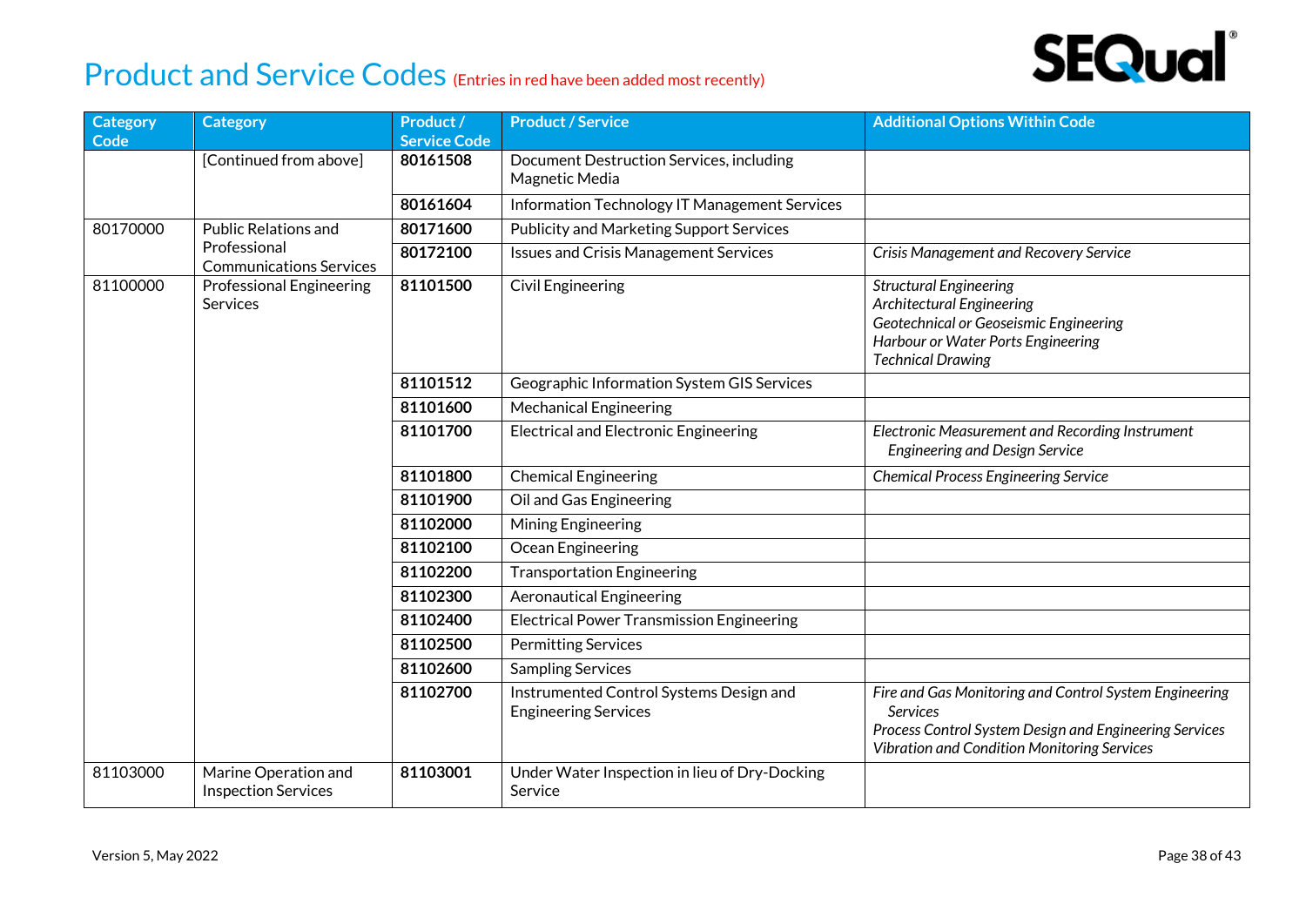# Product and Service Codes (Entries in red have been added most recently)

| Category Code | Category | Product / Service Code | Product / Service | Additional Options Within Code |
|---|---|---|---|---|
| | [Continued from above] | **80161508** | Document Destruction Services, including Magnetic Media | |
| | | **80161604** | Information Technology IT Management Services | |
| 80170000 | Public Relations and Professional Communications Services | **80171600** | Publicity and Marketing Support Services | |
| | | **80172100** | Issues and Crisis Management Services | *Crisis Management and Recovery Service* |
| 81100000 | Professional Engineering Services | **81101500** | Civil Engineering | *Structural Engineering*<br>*Architectural Engineering*<br>*Geotechnical or Geoseismic Engineering*<br>*Harbour or Water Ports Engineering*<br>*Technical Drawing* |
| | | **81101512** | Geographic Information System GIS Services | |
| | | **81101600** | Mechanical Engineering | |
| | | **81101700** | Electrical and Electronic Engineering | *Electronic Measurement and Recording Instrument Engineering and Design Service* |
| | | **81101800** | Chemical Engineering | *Chemical Process Engineering Service* |
| | | **81101900** | Oil and Gas Engineering | |
| | | **81102000** | Mining Engineering | |
| | | **81102100** | Ocean Engineering | |
| | | **81102200** | Transportation Engineering | |
| | | **81102300** | Aeronautical Engineering | |
| | | **81102400** | Electrical Power Transmission Engineering | |
| | | **81102500** | Permitting Services | |
| | | **81102600** | Sampling Services | |
| | | **81102700** | Instrumented Control Systems Design and Engineering Services | *Fire and Gas Monitoring and Control System Engineering Services*<br>*Process Control System Design and Engineering Services*<br>*Vibration and Condition Monitoring Services* |
| 81103000 | Marine Operation and Inspection Services | **81103001** | Under Water Inspection in lieu of Dry-Docking Service | |

Version 5, May 2022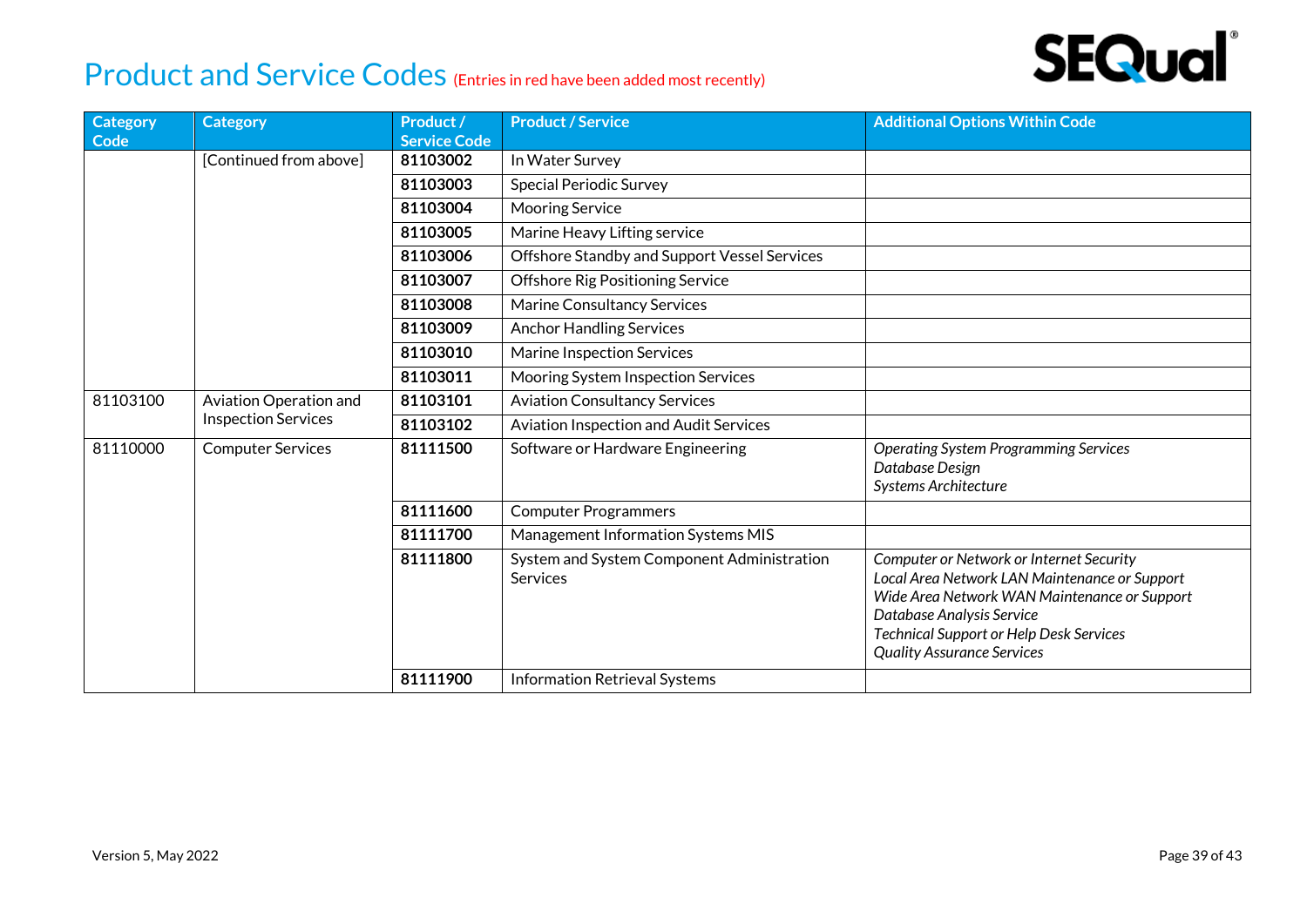# Product and Service Codes (Entries in red have been added most recently)

| Category Code | Category | Product / Service Code | Product / Service | Additional Options Within Code |
|---|---|---|---|---|
| | [Continued from above] | **81103002** | In Water Survey | |
| | | **81103003** | Special Periodic Survey | |
| | | **81103004** | Mooring Service | |
| | | **81103005** | Marine Heavy Lifting service | |
| | | **81103006** | Offshore Standby and Support Vessel Services | |
| | | **81103007** | Offshore Rig Positioning Service | |
| | | **81103008** | Marine Consultancy Services | |
| | | **81103009** | Anchor Handling Services | |
| | | **81103010** | Marine Inspection Services | |
| | | **81103011** | Mooring System Inspection Services | |
| 81103100 | Aviation Operation and Inspection Services | **81103101** | Aviation Consultancy Services | |
| | | **81103102** | Aviation Inspection and Audit Services | |
| 81110000 | Computer Services | **81111500** | Software or Hardware Engineering | *Operating System Programming Services*<br>*Database Design*<br>*Systems Architecture* |
| | | **81111600** | Computer Programmers | |
| | | **81111700** | Management Information Systems MIS | |
| | | **81111800** | System and System Component Administration Services | *Computer or Network or Internet Security*<br>*Local Area Network LAN Maintenance or Support*<br>*Wide Area Network WAN Maintenance or Support*<br>*Database Analysis Service*<br>*Technical Support or Help Desk Services*<br>*Quality Assurance Services* |
| | | **81111900** | Information Retrieval Systems | |

Version 5, May 2022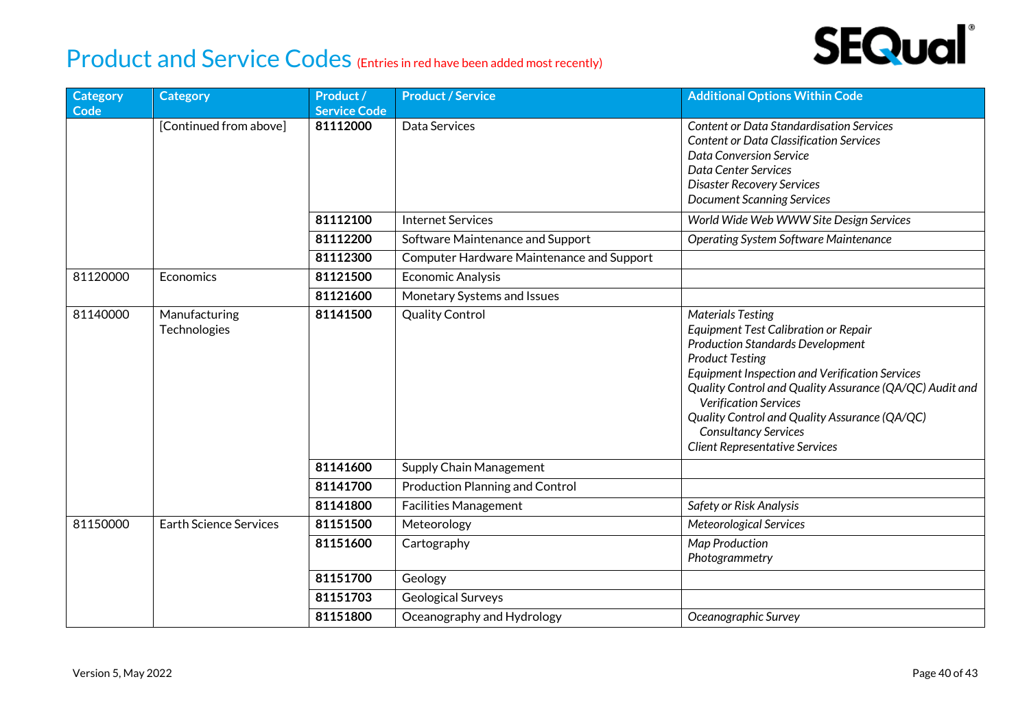# Product and Service Codes (Entries in red have been added most recently)

| Category Code | Category | Product / Service Code | Product / Service | Additional Options Within Code |
|---|---|---|---|---|
| | [Continued from above] | **81112000** | Data Services | *Content or Data Standardisation Services*<br>*Content or Data Classification Services*<br>*Data Conversion Service*<br>*Data Center Services*<br>*Disaster Recovery Services*<br>*Document Scanning Services* |
| | | **81112100** | Internet Services | *World Wide Web WWW Site Design Services* |
| | | **81112200** | Software Maintenance and Support | *Operating System Software Maintenance* |
| | | **81112300** | Computer Hardware Maintenance and Support | |
| 81120000 | Economics | **81121500** | Economic Analysis | |
| | | **81121600** | Monetary Systems and Issues | |
| 81140000 | Manufacturing Technologies | **81141500** | Quality Control | *Materials Testing*<br>*Equipment Test Calibration or Repair*<br>*Production Standards Development*<br>*Product Testing*<br>*Equipment Inspection and Verification Services*<br>*Quality Control and Quality Assurance (QA/QC) Audit and Verification Services*<br>*Quality Control and Quality Assurance (QA/QC) Consultancy Services*<br>*Client Representative Services* |
| | | **81141600** | Supply Chain Management | |
| | | **81141700** | Production Planning and Control | |
| | | **81141800** | Facilities Management | *Safety or Risk Analysis* |
| 81150000 | Earth Science Services | **81151500** | Meteorology | *Meteorological Services* |
| | | **81151600** | Cartography | *Map Production*<br>*Photogrammetry* |
| | | **81151700** | Geology | |
| | | **81151703** | Geological Surveys | |
| | | **81151800** | Oceanography and Hydrology | *Oceanographic Survey* |

Version 5, May 2022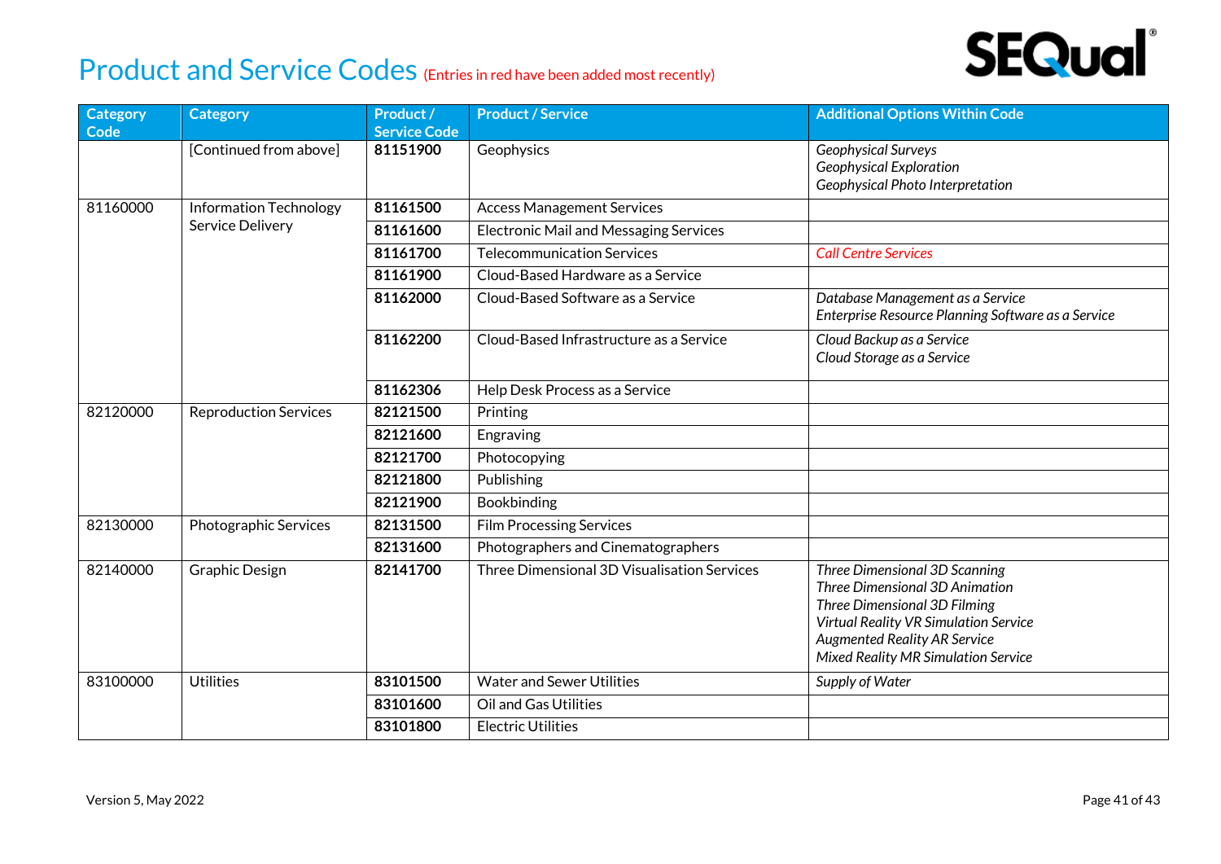# Product and Service Codes (Entries in red have been added most recently)

| Category Code | Category | Product / Service Code | Product / Service | Additional Options Within Code |
|---|---|---|---|---|
| | [Continued from above] | **81151900** | Geophysics | *Geophysical Surveys*<br>*Geophysical Exploration*<br>*Geophysical Photo Interpretation* |
| 81160000 | Information Technology Service Delivery | **81161500** | Access Management Services | |
| | | **81161600** | Electronic Mail and Messaging Services | |
| | | **81161700** | Telecommunication Services | *Call Centre Services* |
| | | **81161900** | Cloud-Based Hardware as a Service | |
| | | **81162000** | Cloud-Based Software as a Service | *Database Management as a Service*<br>*Enterprise Resource Planning Software as a Service* |
| | | **81162200** | Cloud-Based Infrastructure as a Service | *Cloud Backup as a Service*<br>*Cloud Storage as a Service* |
| | | **81162306** | Help Desk Process as a Service | |
| 82120000 | Reproduction Services | **82121500** | Printing | |
| | | **82121600** | Engraving | |
| | | **82121700** | Photocopying | |
| | | **82121800** | Publishing | |
| | | **82121900** | Bookbinding | |
| 82130000 | Photographic Services | **82131500** | Film Processing Services | |
| | | **82131600** | Photographers and Cinematographers | |
| 82140000 | Graphic Design | **82141700** | Three Dimensional 3D Visualisation Services | *Three Dimensional 3D Scanning*<br>*Three Dimensional 3D Animation*<br>*Three Dimensional 3D Filming*<br>*Virtual Reality VR Simulation Service*<br>*Augmented Reality AR Service*<br>*Mixed Reality MR Simulation Service* |
| 83100000 | Utilities | **83101500** | Water and Sewer Utilities | *Supply of Water* |
| | | **83101600** | Oil and Gas Utilities | |
| | | **83101800** | Electric Utilities | |

Version 5, May 2022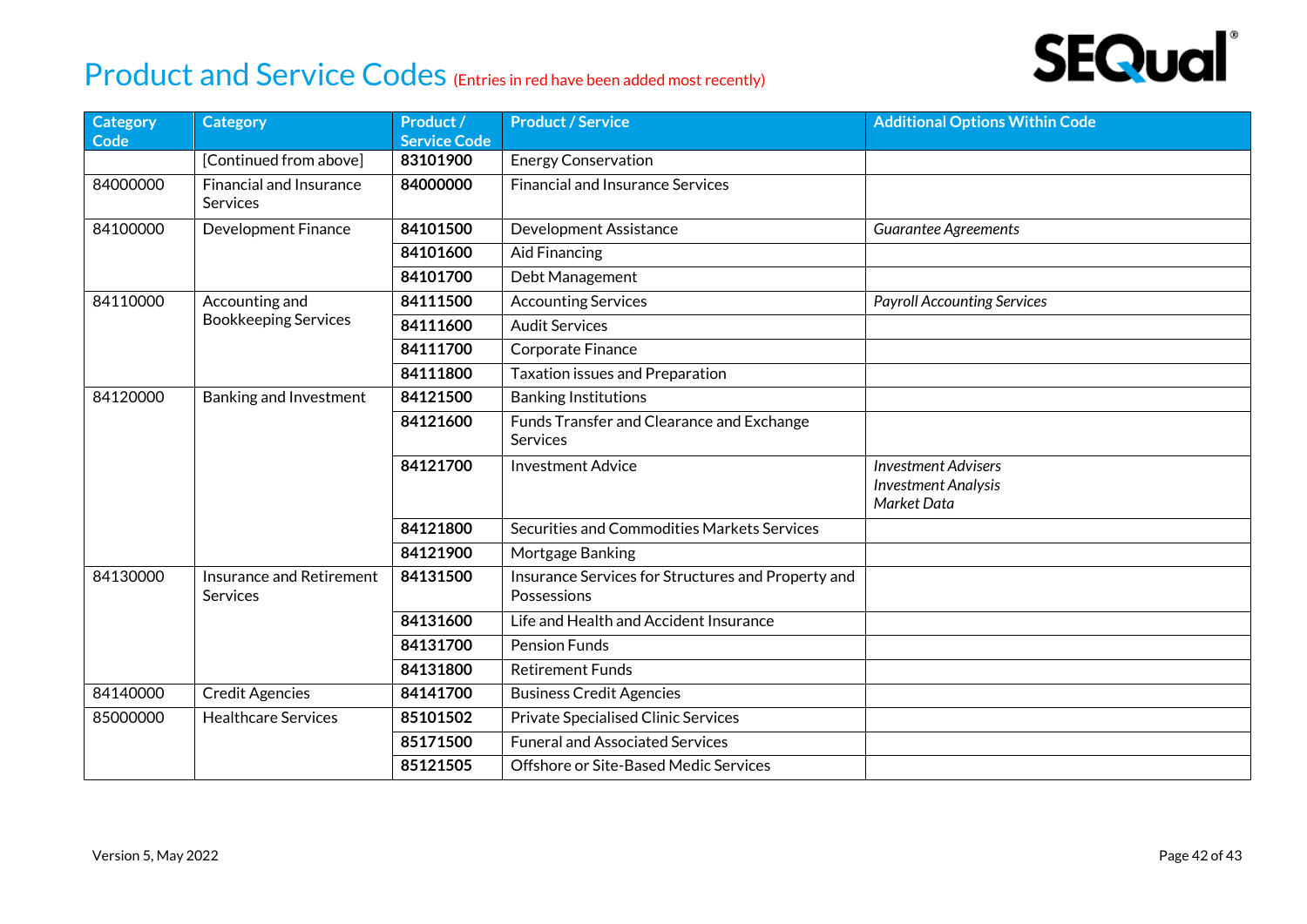# Product and Service Codes (Entries in red have been added most recently)

| Category Code | Category | Product / Service Code | Product / Service | Additional Options Within Code |
|---|---|---|---|---|
| | [Continued from above] | **83101900** | Energy Conservation | |
| 84000000 | Financial and Insurance Services | **84000000** | Financial and Insurance Services | |
| 84100000 | Development Finance | **84101500** | Development Assistance | *Guarantee Agreements* |
| | | **84101600** | Aid Financing | |
| | | **84101700** | Debt Management | |
| 84110000 | Accounting and Bookkeeping Services | **84111500** | Accounting Services | *Payroll Accounting Services* |
| | | **84111600** | Audit Services | |
| | | **84111700** | Corporate Finance | |
| | | **84111800** | Taxation issues and Preparation | |
| 84120000 | Banking and Investment | **84121500** | Banking Institutions | |
| | | **84121600** | Funds Transfer and Clearance and Exchange Services | |
| | | **84121700** | Investment Advice | *Investment Advisers*<br>*Investment Analysis*<br>*Market Data* |
| | | **84121800** | Securities and Commodities Markets Services | |
| | | **84121900** | Mortgage Banking | |
| 84130000 | Insurance and Retirement Services | **84131500** | Insurance Services for Structures and Property and Possessions | |
| | | **84131600** | Life and Health and Accident Insurance | |
| | | **84131700** | Pension Funds | |
| | | **84131800** | Retirement Funds | |
| 84140000 | Credit Agencies | **84141700** | Business Credit Agencies | |
| 85000000 | Healthcare Services | **85101502** | Private Specialised Clinic Services | |
| | | **85171500** | Funeral and Associated Services | |
| | | **85121505** | Offshore or Site-Based Medic Services | |

Version 5, May 2022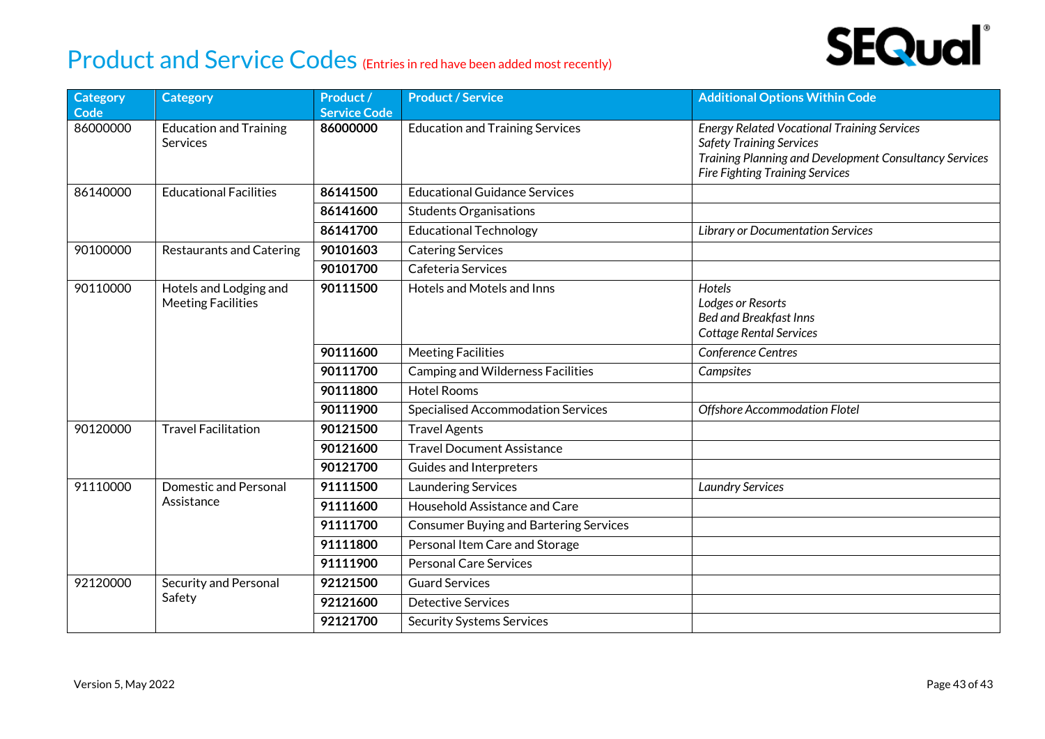# Product and Service Codes (Entries in red have been added most recently)

SEQual

| Category Code | Category | Product / Service Code | Product / Service | Additional Options Within Code |
|---|---|---|---|---|
| 86000000 | Education and Training Services | **86000000** | Education and Training Services | *Energy Related Vocational Training Services*<br>*Safety Training Services*<br>*Training Planning and Development Consultancy Services*<br>*Fire Fighting Training Services* |
| 86140000 | Educational Facilities | **86141500** | Educational Guidance Services | |
| | | **86141600** | Students Organisations | |
| | | **86141700** | Educational Technology | *Library or Documentation Services* |
| 90100000 | Restaurants and Catering | **90101603** | Catering Services | |
| | | **90101700** | Cafeteria Services | |
| 90110000 | Hotels and Lodging and Meeting Facilities | **90111500** | Hotels and Motels and Inns | *Hotels*<br>*Lodges or Resorts*<br>*Bed and Breakfast Inns*<br>*Cottage Rental Services* |
| | | **90111600** | Meeting Facilities | *Conference Centres* |
| | | **90111700** | Camping and Wilderness Facilities | *Campsites* |
| | | **90111800** | Hotel Rooms | |
| | | **90111900** | Specialised Accommodation Services | *Offshore Accommodation Flotel* |
| 90120000 | Travel Facilitation | **90121500** | Travel Agents | |
| | | **90121600** | Travel Document Assistance | |
| | | **90121700** | Guides and Interpreters | |
| 91110000 | Domestic and Personal Assistance | **91111500** | Laundering Services | *Laundry Services* |
| | | **91111600** | Household Assistance and Care | |
| | | **91111700** | Consumer Buying and Bartering Services | |
| | | **91111800** | Personal Item Care and Storage | |
| | | **91111900** | Personal Care Services | |
| 92120000 | Security and Personal Safety | **92121500** | Guard Services | |
| | | **92121600** | Detective Services | |
| | | **92121700** | Security Systems Services | |

Version 5, May 2022